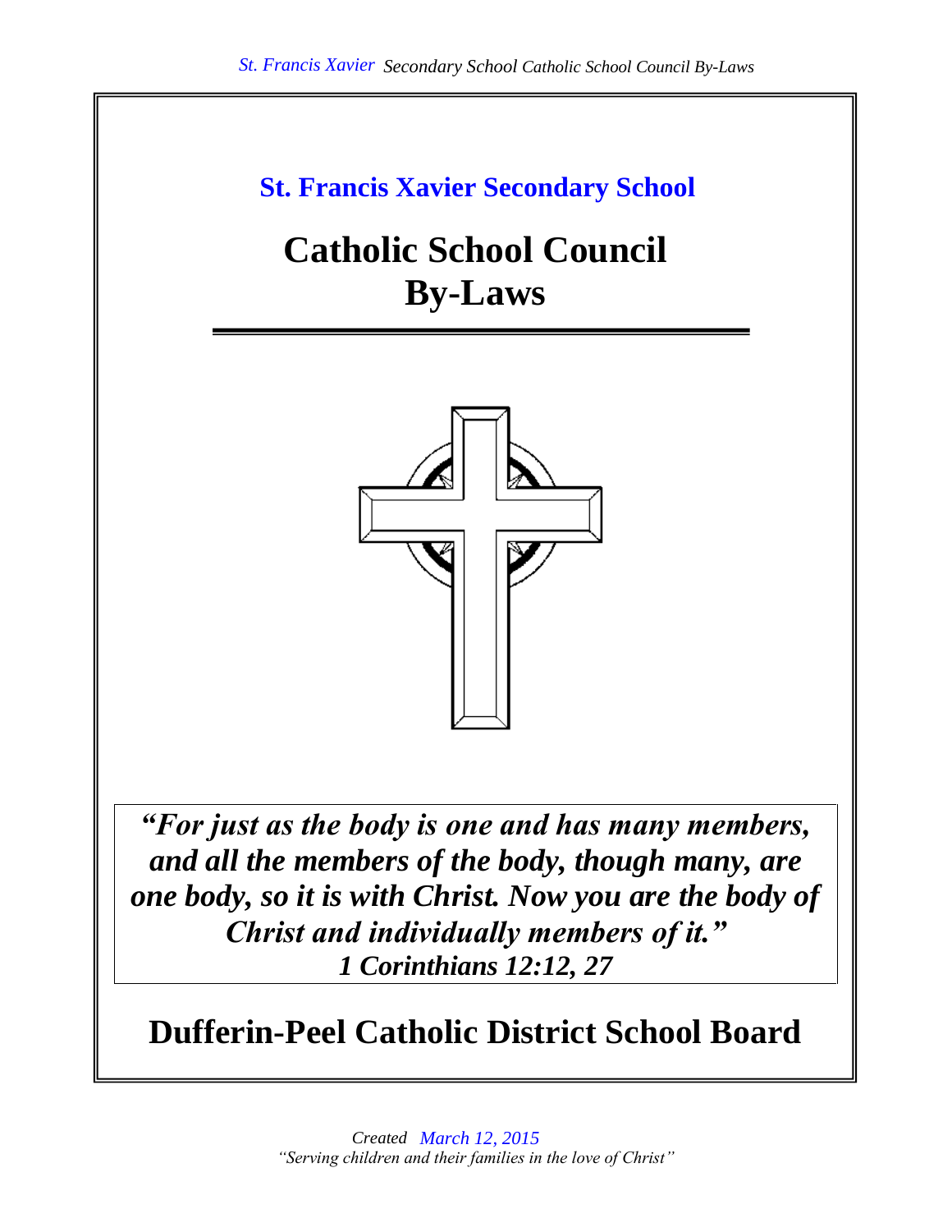# St. Francis Xavier Secondary School

# Catholic School Council By-Laws

***"For just as the body is one and has many members, and all the members of the body, though many, are one body, so it is with Christ. Now you are the body of Christ and individually members of it."***
***1 Corinthians 12:12, 27***

## Dufferin-Peel Catholic District School Board

*Created March 12, 2015*
*"Serving children and their families in the love of Christ"*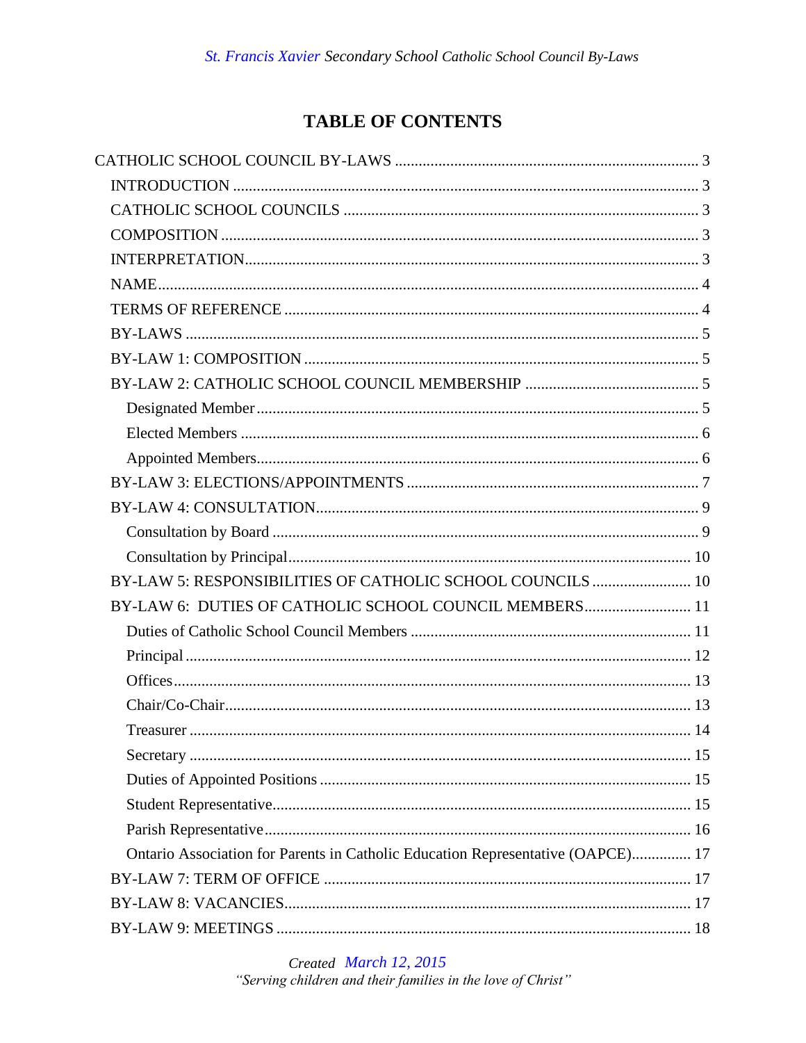# TABLE OF CONTENTS

- CATHOLIC SCHOOL COUNCIL BY-LAWS ........ 3
  - INTRODUCTION ........ 3
  - CATHOLIC SCHOOL COUNCILS ........ 3
  - COMPOSITION ........ 3
  - INTERPRETATION ........ 3
  - NAME ........ 4
  - TERMS OF REFERENCE ........ 4
  - BY-LAWS ........ 5
  - BY-LAW 1: COMPOSITION ........ 5
  - BY-LAW 2: CATHOLIC SCHOOL COUNCIL MEMBERSHIP ........ 5
    - Designated Member ........ 5
    - Elected Members ........ 6
    - Appointed Members ........ 6
  - BY-LAW 3: ELECTIONS/APPOINTMENTS ........ 7
  - BY-LAW 4: CONSULTATION ........ 9
    - Consultation by Board ........ 9
    - Consultation by Principal ........ 10
  - BY-LAW 5: RESPONSIBILITIES OF CATHOLIC SCHOOL COUNCILS ........ 10
  - BY-LAW 6: DUTIES OF CATHOLIC SCHOOL COUNCIL MEMBERS ........ 11
    - Duties of Catholic School Council Members ........ 11
    - Principal ........ 12
    - Offices ........ 13
    - Chair/Co-Chair ........ 13
    - Treasurer ........ 14
    - Secretary ........ 15
    - Duties of Appointed Positions ........ 15
    - Student Representative ........ 15
    - Parish Representative ........ 16
    - Ontario Association for Parents in Catholic Education Representative (OAPCE) ........ 17
  - BY-LAW 7: TERM OF OFFICE ........ 17
  - BY-LAW 8: VACANCIES ........ 17
  - BY-LAW 9: MEETINGS ........ 18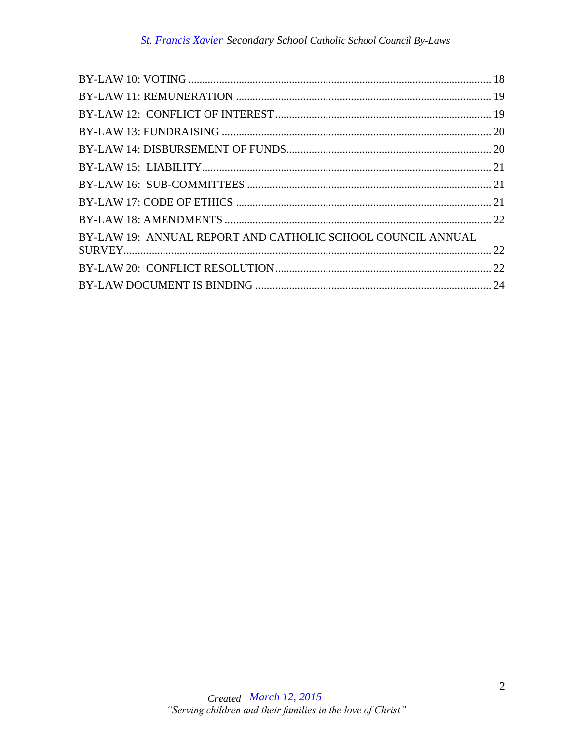BY-LAW 10: VOTING ........................................................................................................... 18

BY-LAW 11: REMUNERATION ........................................................................................... 19

BY-LAW 12: CONFLICT OF INTEREST ............................................................................ 19

BY-LAW 13: FUNDRAISING ............................................................................................... 20

BY-LAW 14: DISBURSEMENT OF FUNDS......................................................................... 20

BY-LAW 15: LIABILITY...................................................................................................... 21

BY-LAW 16: SUB-COMMITTEES ...................................................................................... 21

BY-LAW 17: CODE OF ETHICS .......................................................................................... 21

BY-LAW 18: AMENDMENTS .............................................................................................. 22

BY-LAW 19: ANNUAL REPORT AND CATHOLIC SCHOOL COUNCIL ANNUAL SURVEY.................................................................................................................................. 22

BY-LAW 20: CONFLICT RESOLUTION............................................................................ 22

BY-LAW DOCUMENT IS BINDING .................................................................................... 24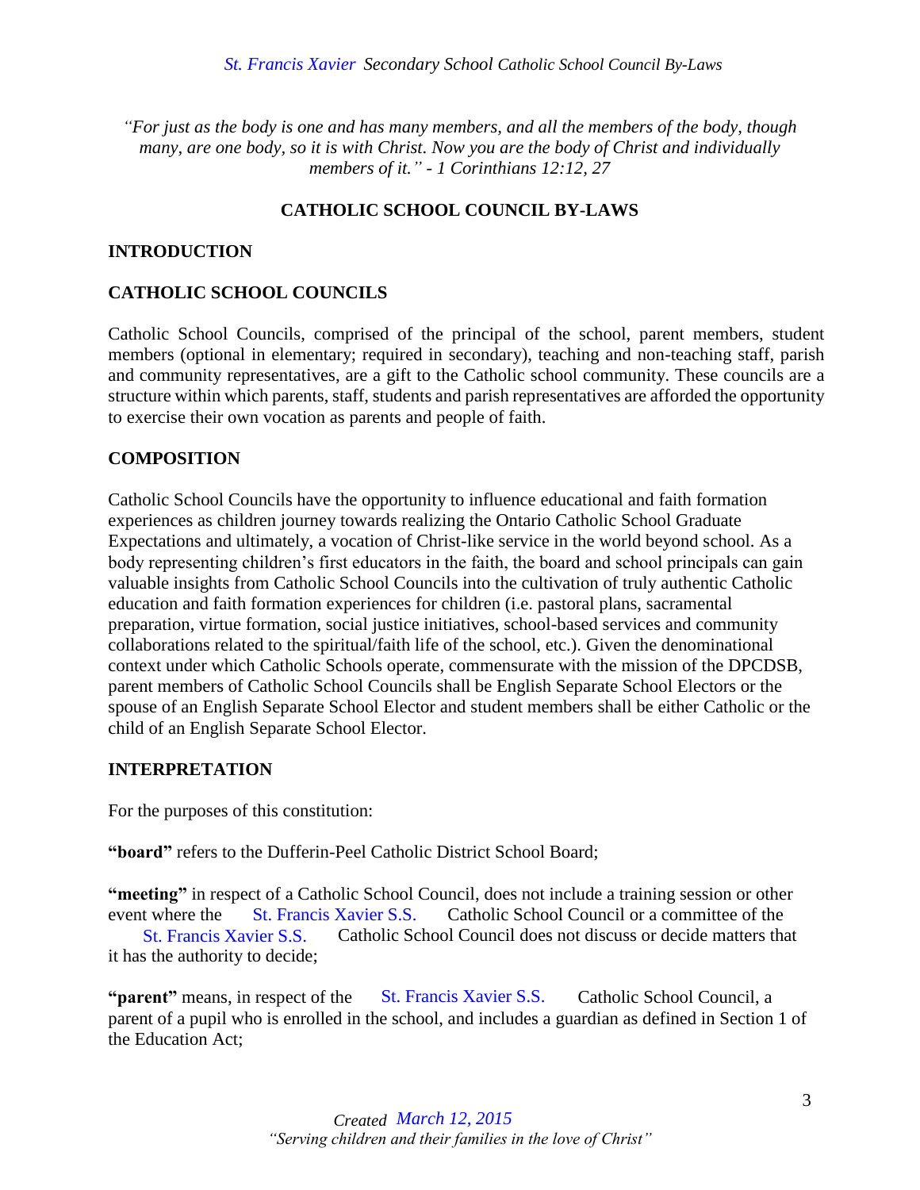*"For just as the body is one and has many members, and all the members of the body, though many, are one body, so it is with Christ. Now you are the body of Christ and individually members of it." - 1 Corinthians 12:12, 27*

## CATHOLIC SCHOOL COUNCIL BY-LAWS

### INTRODUCTION

### CATHOLIC SCHOOL COUNCILS

Catholic School Councils, comprised of the principal of the school, parent members, student members (optional in elementary; required in secondary), teaching and non-teaching staff, parish and community representatives, are a gift to the Catholic school community. These councils are a structure within which parents, staff, students and parish representatives are afforded the opportunity to exercise their own vocation as parents and people of faith.

### COMPOSITION

Catholic School Councils have the opportunity to influence educational and faith formation experiences as children journey towards realizing the Ontario Catholic School Graduate Expectations and ultimately, a vocation of Christ-like service in the world beyond school. As a body representing children's first educators in the faith, the board and school principals can gain valuable insights from Catholic School Councils into the cultivation of truly authentic Catholic education and faith formation experiences for children (i.e. pastoral plans, sacramental preparation, virtue formation, social justice initiatives, school-based services and community collaborations related to the spiritual/faith life of the school, etc.). Given the denominational context under which Catholic Schools operate, commensurate with the mission of the DPCDSB, parent members of Catholic School Councils shall be English Separate School Electors or the spouse of an English Separate School Elector and student members shall be either Catholic or the child of an English Separate School Elector.

### INTERPRETATION

For the purposes of this constitution:

**"board"** refers to the Dufferin-Peel Catholic District School Board;

**"meeting"** in respect of a Catholic School Council, does not include a training session or other event where the St. Francis Xavier S.S. Catholic School Council or a committee of the St. Francis Xavier S.S. Catholic School Council does not discuss or decide matters that it has the authority to decide;

**"parent"** means, in respect of the St. Francis Xavier S.S. Catholic School Council, a parent of a pupil who is enrolled in the school, and includes a guardian as defined in Section 1 of the Education Act;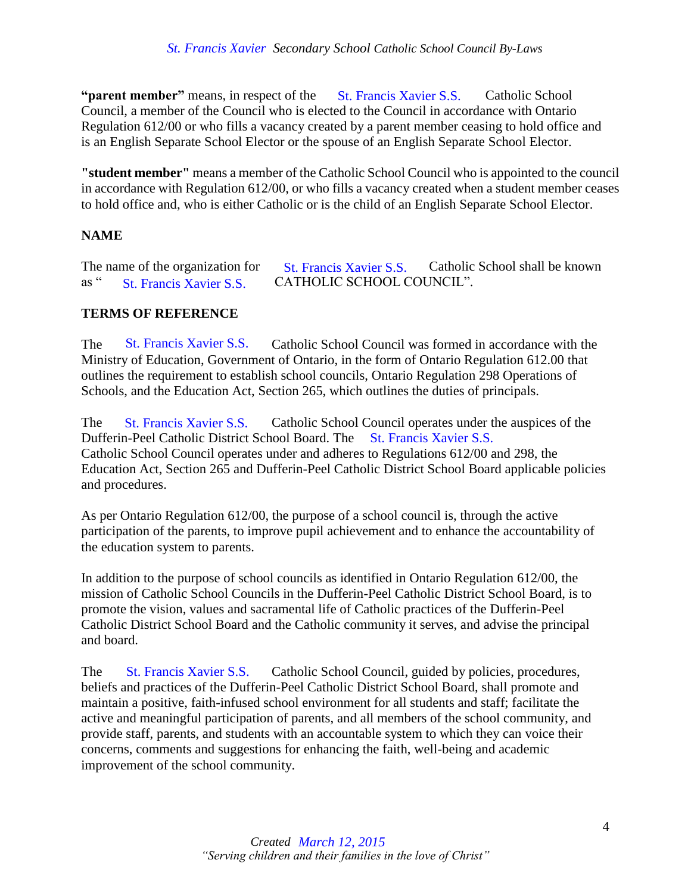**"parent member"** means, in respect of the St. Francis Xavier S.S. Catholic School Council, a member of the Council who is elected to the Council in accordance with Ontario Regulation 612/00 or who fills a vacancy created by a parent member ceasing to hold office and is an English Separate School Elector or the spouse of an English Separate School Elector.

**"student member"** means a member of the Catholic School Council who is appointed to the council in accordance with Regulation 612/00, or who fills a vacancy created when a student member ceases to hold office and, who is either Catholic or is the child of an English Separate School Elector.

## NAME

The name of the organization for St. Francis Xavier S.S. Catholic School shall be known as " St. Francis Xavier S.S. CATHOLIC SCHOOL COUNCIL".

## TERMS OF REFERENCE

The St. Francis Xavier S.S. Catholic School Council was formed in accordance with the Ministry of Education, Government of Ontario, in the form of Ontario Regulation 612.00 that outlines the requirement to establish school councils, Ontario Regulation 298 Operations of Schools, and the Education Act, Section 265, which outlines the duties of principals.

The St. Francis Xavier S.S. Catholic School Council operates under the auspices of the Dufferin-Peel Catholic District School Board. The St. Francis Xavier S.S. Catholic School Council operates under and adheres to Regulations 612/00 and 298, the Education Act, Section 265 and Dufferin-Peel Catholic District School Board applicable policies and procedures.

As per Ontario Regulation 612/00, the purpose of a school council is, through the active participation of the parents, to improve pupil achievement and to enhance the accountability of the education system to parents.

In addition to the purpose of school councils as identified in Ontario Regulation 612/00, the mission of Catholic School Councils in the Dufferin-Peel Catholic District School Board, is to promote the vision, values and sacramental life of Catholic practices of the Dufferin-Peel Catholic District School Board and the Catholic community it serves, and advise the principal and board.

The St. Francis Xavier S.S. Catholic School Council, guided by policies, procedures, beliefs and practices of the Dufferin-Peel Catholic District School Board, shall promote and maintain a positive, faith-infused school environment for all students and staff; facilitate the active and meaningful participation of parents, and all members of the school community, and provide staff, parents, and students with an accountable system to which they can voice their concerns, comments and suggestions for enhancing the faith, well-being and academic improvement of the school community.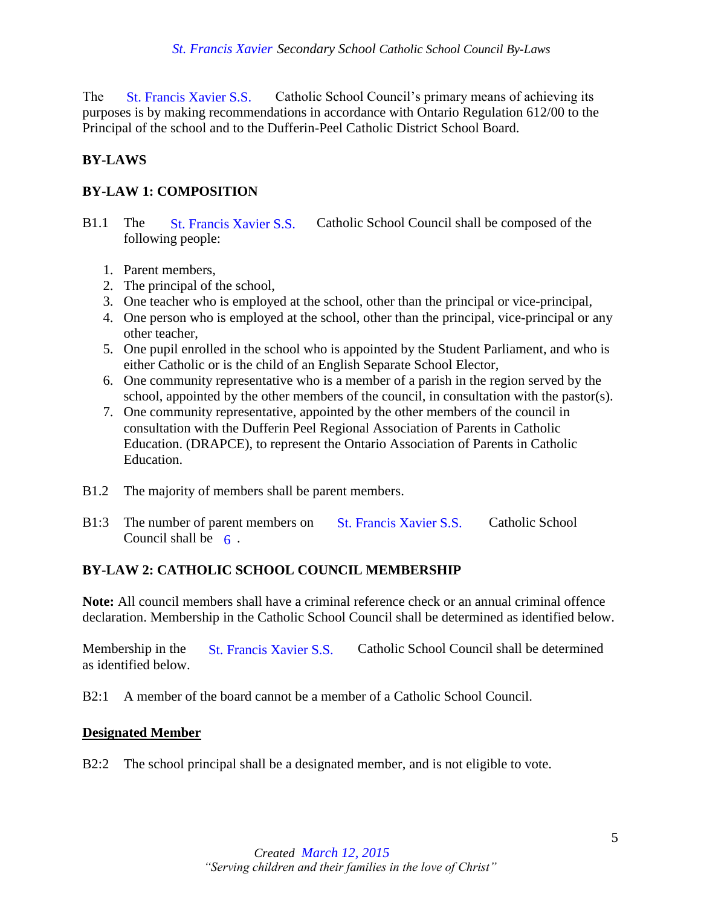The St. Francis Xavier S.S. Catholic School Council's primary means of achieving its purposes is by making recommendations in accordance with Ontario Regulation 612/00 to the Principal of the school and to the Dufferin-Peel Catholic District School Board.

## BY-LAWS

### BY-LAW 1: COMPOSITION

B1.1 The St. Francis Xavier S.S. Catholic School Council shall be composed of the following people:

1. Parent members,
2. The principal of the school,
3. One teacher who is employed at the school, other than the principal or vice-principal,
4. One person who is employed at the school, other than the principal, vice-principal or any other teacher,
5. One pupil enrolled in the school who is appointed by the Student Parliament, and who is either Catholic or is the child of an English Separate School Elector,
6. One community representative who is a member of a parish in the region served by the school, appointed by the other members of the council, in consultation with the pastor(s).
7. One community representative, appointed by the other members of the council in consultation with the Dufferin Peel Regional Association of Parents in Catholic Education. (DRAPCE), to represent the Ontario Association of Parents in Catholic Education.

B1.2 The majority of members shall be parent members.

B1:3 The number of parent members on St. Francis Xavier S.S. Catholic School Council shall be 6 .

### BY-LAW 2: CATHOLIC SCHOOL COUNCIL MEMBERSHIP

**Note:** All council members shall have a criminal reference check or an annual criminal offence declaration. Membership in the Catholic School Council shall be determined as identified below.

Membership in the St. Francis Xavier S.S. Catholic School Council shall be determined as identified below.

B2:1 A member of the board cannot be a member of a Catholic School Council.

**<u>Designated Member</u>**

B2:2 The school principal shall be a designated member, and is not eligible to vote.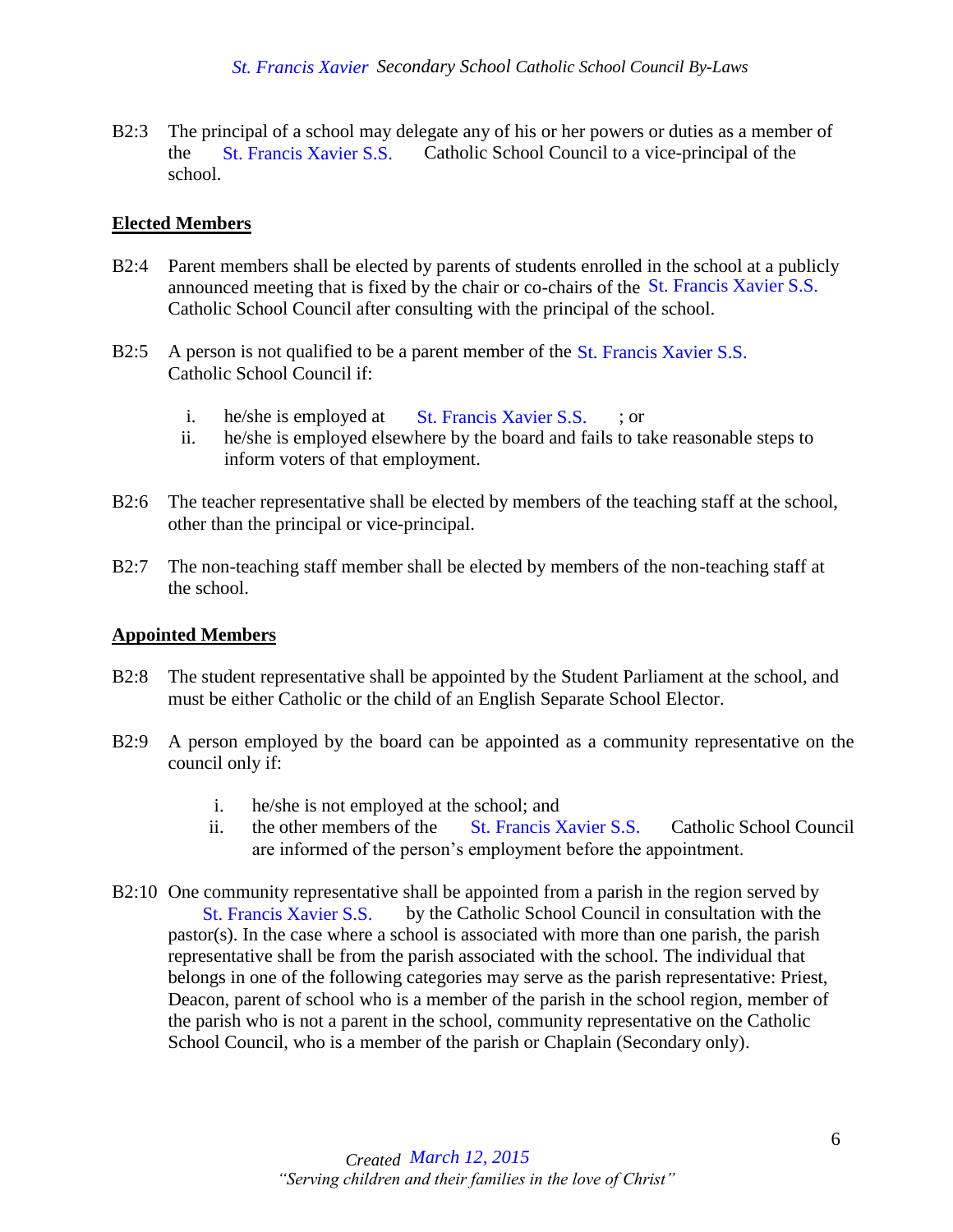B2:3 The principal of a school may delegate any of his or her powers or duties as a member of the St. Francis Xavier S.S. Catholic School Council to a vice-principal of the school.

**Elected Members**

B2:4 Parent members shall be elected by parents of students enrolled in the school at a publicly announced meeting that is fixed by the chair or co-chairs of the St. Francis Xavier S.S. Catholic School Council after consulting with the principal of the school.

B2:5 A person is not qualified to be a parent member of the St. Francis Xavier S.S. Catholic School Council if:

- i. he/she is employed at St. Francis Xavier S.S. ; or
- ii. he/she is employed elsewhere by the board and fails to take reasonable steps to inform voters of that employment.

B2:6 The teacher representative shall be elected by members of the teaching staff at the school, other than the principal or vice-principal.

B2:7 The non-teaching staff member shall be elected by members of the non-teaching staff at the school.

**Appointed Members**

B2:8 The student representative shall be appointed by the Student Parliament at the school, and must be either Catholic or the child of an English Separate School Elector.

B2:9 A person employed by the board can be appointed as a community representative on the council only if:

- i. he/she is not employed at the school; and
- ii. the other members of the St. Francis Xavier S.S. Catholic School Council are informed of the person's employment before the appointment.

B2:10 One community representative shall be appointed from a parish in the region served by St. Francis Xavier S.S. by the Catholic School Council in consultation with the pastor(s). In the case where a school is associated with more than one parish, the parish representative shall be from the parish associated with the school. The individual that belongs in one of the following categories may serve as the parish representative: Priest, Deacon, parent of school who is a member of the parish in the school region, member of the parish who is not a parent in the school, community representative on the Catholic School Council, who is a member of the parish or Chaplain (Secondary only).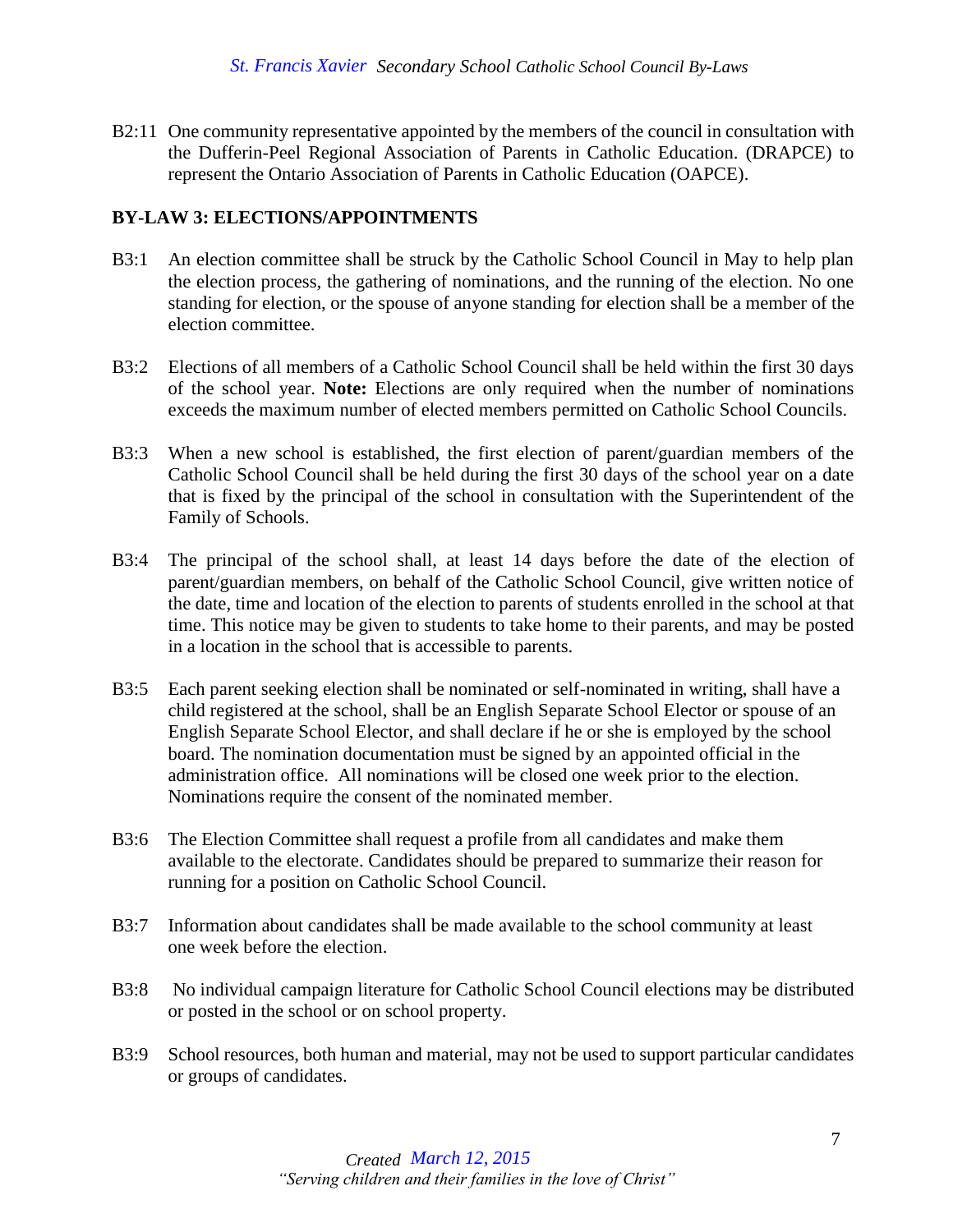B2:11 One community representative appointed by the members of the council in consultation with the Dufferin-Peel Regional Association of Parents in Catholic Education. (DRAPCE) to represent the Ontario Association of Parents in Catholic Education (OAPCE).

## BY-LAW 3: ELECTIONS/APPOINTMENTS

B3:1 An election committee shall be struck by the Catholic School Council in May to help plan the election process, the gathering of nominations, and the running of the election. No one standing for election, or the spouse of anyone standing for election shall be a member of the election committee.

B3:2 Elections of all members of a Catholic School Council shall be held within the first 30 days of the school year. **Note:** Elections are only required when the number of nominations exceeds the maximum number of elected members permitted on Catholic School Councils.

B3:3 When a new school is established, the first election of parent/guardian members of the Catholic School Council shall be held during the first 30 days of the school year on a date that is fixed by the principal of the school in consultation with the Superintendent of the Family of Schools.

B3:4 The principal of the school shall, at least 14 days before the date of the election of parent/guardian members, on behalf of the Catholic School Council, give written notice of the date, time and location of the election to parents of students enrolled in the school at that time. This notice may be given to students to take home to their parents, and may be posted in a location in the school that is accessible to parents.

B3:5 Each parent seeking election shall be nominated or self-nominated in writing, shall have a child registered at the school, shall be an English Separate School Elector or spouse of an English Separate School Elector, and shall declare if he or she is employed by the school board. The nomination documentation must be signed by an appointed official in the administration office. All nominations will be closed one week prior to the election. Nominations require the consent of the nominated member.

B3:6 The Election Committee shall request a profile from all candidates and make them available to the electorate. Candidates should be prepared to summarize their reason for running for a position on Catholic School Council.

B3:7 Information about candidates shall be made available to the school community at least one week before the election.

B3:8 No individual campaign literature for Catholic School Council elections may be distributed or posted in the school or on school property.

B3:9 School resources, both human and material, may not be used to support particular candidates or groups of candidates.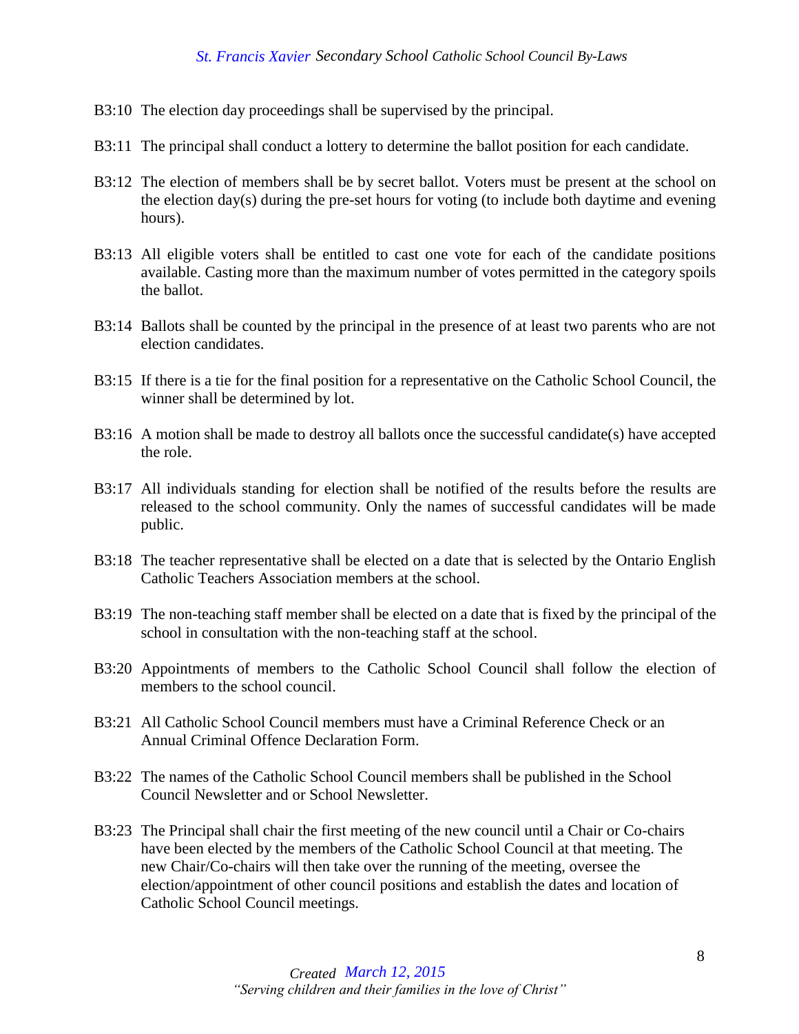B3:10 The election day proceedings shall be supervised by the principal.

B3:11 The principal shall conduct a lottery to determine the ballot position for each candidate.

B3:12 The election of members shall be by secret ballot. Voters must be present at the school on the election day(s) during the pre-set hours for voting (to include both daytime and evening hours).

B3:13 All eligible voters shall be entitled to cast one vote for each of the candidate positions available. Casting more than the maximum number of votes permitted in the category spoils the ballot.

B3:14 Ballots shall be counted by the principal in the presence of at least two parents who are not election candidates.

B3:15 If there is a tie for the final position for a representative on the Catholic School Council, the winner shall be determined by lot.

B3:16 A motion shall be made to destroy all ballots once the successful candidate(s) have accepted the role.

B3:17 All individuals standing for election shall be notified of the results before the results are released to the school community. Only the names of successful candidates will be made public.

B3:18 The teacher representative shall be elected on a date that is selected by the Ontario English Catholic Teachers Association members at the school.

B3:19 The non-teaching staff member shall be elected on a date that is fixed by the principal of the school in consultation with the non-teaching staff at the school.

B3:20 Appointments of members to the Catholic School Council shall follow the election of members to the school council.

B3:21 All Catholic School Council members must have a Criminal Reference Check or an Annual Criminal Offence Declaration Form.

B3:22 The names of the Catholic School Council members shall be published in the School Council Newsletter and or School Newsletter.

B3:23 The Principal shall chair the first meeting of the new council until a Chair or Co-chairs have been elected by the members of the Catholic School Council at that meeting. The new Chair/Co-chairs will then take over the running of the meeting, oversee the election/appointment of other council positions and establish the dates and location of Catholic School Council meetings.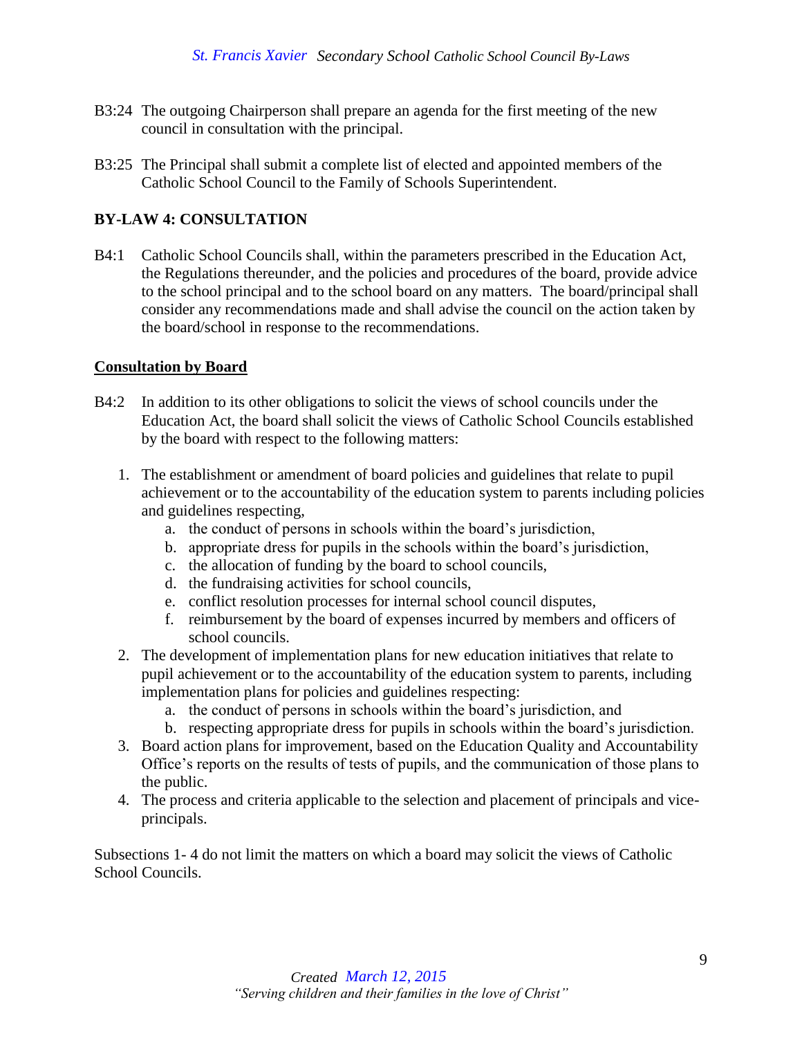B3:24 The outgoing Chairperson shall prepare an agenda for the first meeting of the new council in consultation with the principal.

B3:25 The Principal shall submit a complete list of elected and appointed members of the Catholic School Council to the Family of Schools Superintendent.

## BY-LAW 4: CONSULTATION

B4:1 Catholic School Councils shall, within the parameters prescribed in the Education Act, the Regulations thereunder, and the policies and procedures of the board, provide advice to the school principal and to the school board on any matters. The board/principal shall consider any recommendations made and shall advise the council on the action taken by the board/school in response to the recommendations.

### Consultation by Board

B4:2 In addition to its other obligations to solicit the views of school councils under the Education Act, the board shall solicit the views of Catholic School Councils established by the board with respect to the following matters:

1. The establishment or amendment of board policies and guidelines that relate to pupil achievement or to the accountability of the education system to parents including policies and guidelines respecting,
   a. the conduct of persons in schools within the board's jurisdiction,
   b. appropriate dress for pupils in the schools within the board's jurisdiction,
   c. the allocation of funding by the board to school councils,
   d. the fundraising activities for school councils,
   e. conflict resolution processes for internal school council disputes,
   f. reimbursement by the board of expenses incurred by members and officers of school councils.
2. The development of implementation plans for new education initiatives that relate to pupil achievement or to the accountability of the education system to parents, including implementation plans for policies and guidelines respecting:
   a. the conduct of persons in schools within the board's jurisdiction, and
   b. respecting appropriate dress for pupils in schools within the board's jurisdiction.
3. Board action plans for improvement, based on the Education Quality and Accountability Office's reports on the results of tests of pupils, and the communication of those plans to the public.
4. The process and criteria applicable to the selection and placement of principals and vice-principals.

Subsections 1- 4 do not limit the matters on which a board may solicit the views of Catholic School Councils.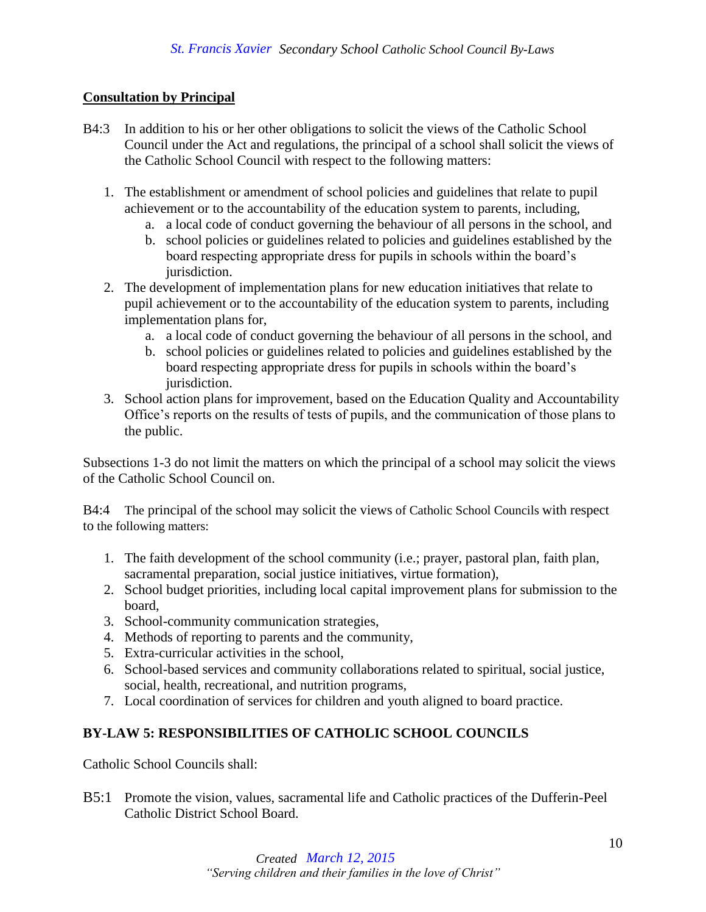**Consultation by Principal**

B4:3 In addition to his or her other obligations to solicit the views of the Catholic School Council under the Act and regulations, the principal of a school shall solicit the views of the Catholic School Council with respect to the following matters:

1. The establishment or amendment of school policies and guidelines that relate to pupil achievement or to the accountability of the education system to parents, including,
    a. a local code of conduct governing the behaviour of all persons in the school, and
    b. school policies or guidelines related to policies and guidelines established by the board respecting appropriate dress for pupils in schools within the board's jurisdiction.
2. The development of implementation plans for new education initiatives that relate to pupil achievement or to the accountability of the education system to parents, including implementation plans for,
    a. a local code of conduct governing the behaviour of all persons in the school, and
    b. school policies or guidelines related to policies and guidelines established by the board respecting appropriate dress for pupils in schools within the board's jurisdiction.
3. School action plans for improvement, based on the Education Quality and Accountability Office's reports on the results of tests of pupils, and the communication of those plans to the public.

Subsections 1-3 do not limit the matters on which the principal of a school may solicit the views of the Catholic School Council on.

B4:4 The principal of the school may solicit the views of Catholic School Councils with respect to the following matters:

1. The faith development of the school community (i.e.; prayer, pastoral plan, faith plan, sacramental preparation, social justice initiatives, virtue formation),
2. School budget priorities, including local capital improvement plans for submission to the board,
3. School-community communication strategies,
4. Methods of reporting to parents and the community,
5. Extra-curricular activities in the school,
6. School-based services and community collaborations related to spiritual, social justice, social, health, recreational, and nutrition programs,
7. Local coordination of services for children and youth aligned to board practice.

**BY-LAW 5: RESPONSIBILITIES OF CATHOLIC SCHOOL COUNCILS**

Catholic School Councils shall:

B5:1 Promote the vision, values, sacramental life and Catholic practices of the Dufferin-Peel Catholic District School Board.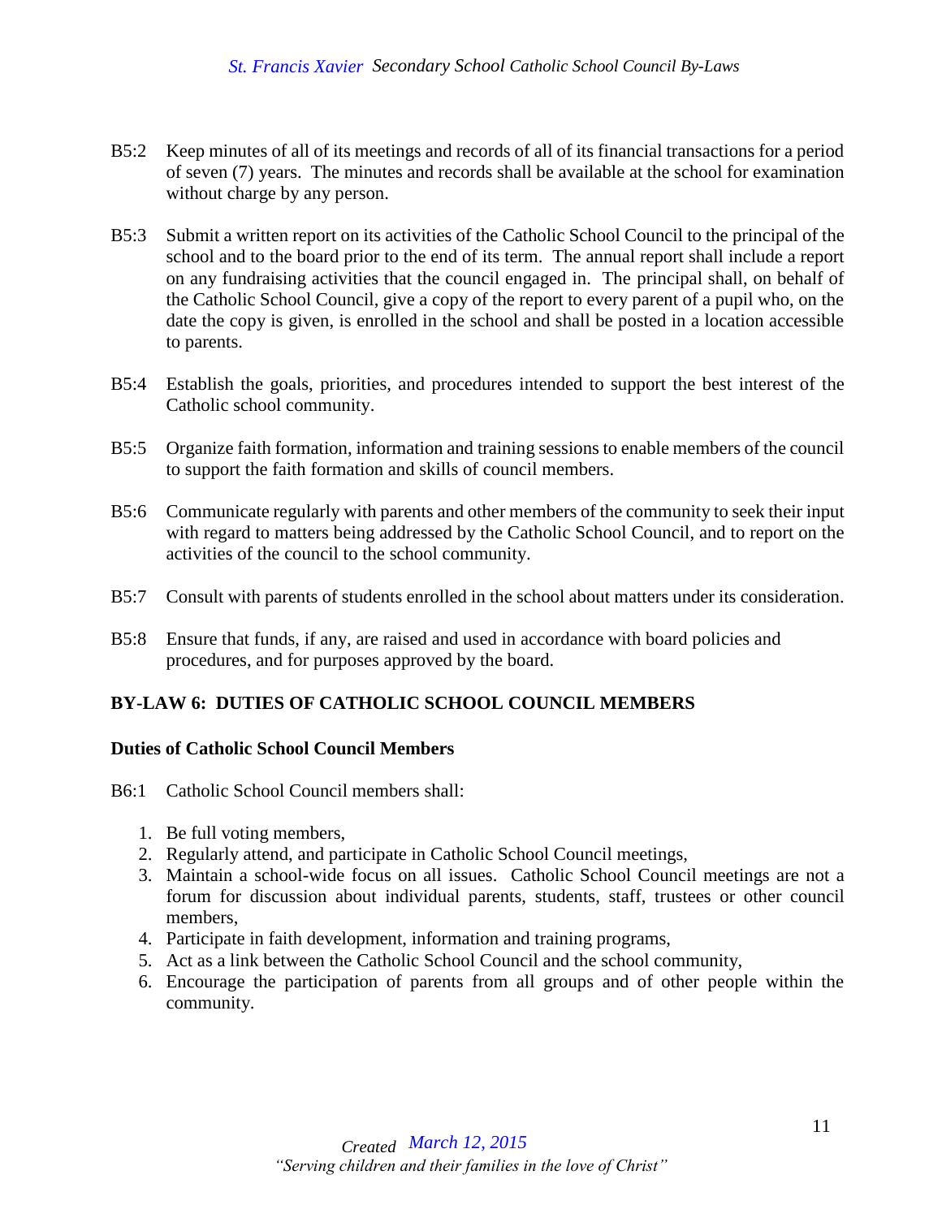B5:2 Keep minutes of all of its meetings and records of all of its financial transactions for a period of seven (7) years. The minutes and records shall be available at the school for examination without charge by any person.

B5:3 Submit a written report on its activities of the Catholic School Council to the principal of the school and to the board prior to the end of its term. The annual report shall include a report on any fundraising activities that the council engaged in. The principal shall, on behalf of the Catholic School Council, give a copy of the report to every parent of a pupil who, on the date the copy is given, is enrolled in the school and shall be posted in a location accessible to parents.

B5:4 Establish the goals, priorities, and procedures intended to support the best interest of the Catholic school community.

B5:5 Organize faith formation, information and training sessions to enable members of the council to support the faith formation and skills of council members.

B5:6 Communicate regularly with parents and other members of the community to seek their input with regard to matters being addressed by the Catholic School Council, and to report on the activities of the council to the school community.

B5:7 Consult with parents of students enrolled in the school about matters under its consideration.

B5:8 Ensure that funds, if any, are raised and used in accordance with board policies and procedures, and for purposes approved by the board.

## BY-LAW 6: DUTIES OF CATHOLIC SCHOOL COUNCIL MEMBERS

### Duties of Catholic School Council Members

B6:1 Catholic School Council members shall:

1. Be full voting members,
2. Regularly attend, and participate in Catholic School Council meetings,
3. Maintain a school-wide focus on all issues. Catholic School Council meetings are not a forum for discussion about individual parents, students, staff, trustees or other council members,
4. Participate in faith development, information and training programs,
5. Act as a link between the Catholic School Council and the school community,
6. Encourage the participation of parents from all groups and of other people within the community.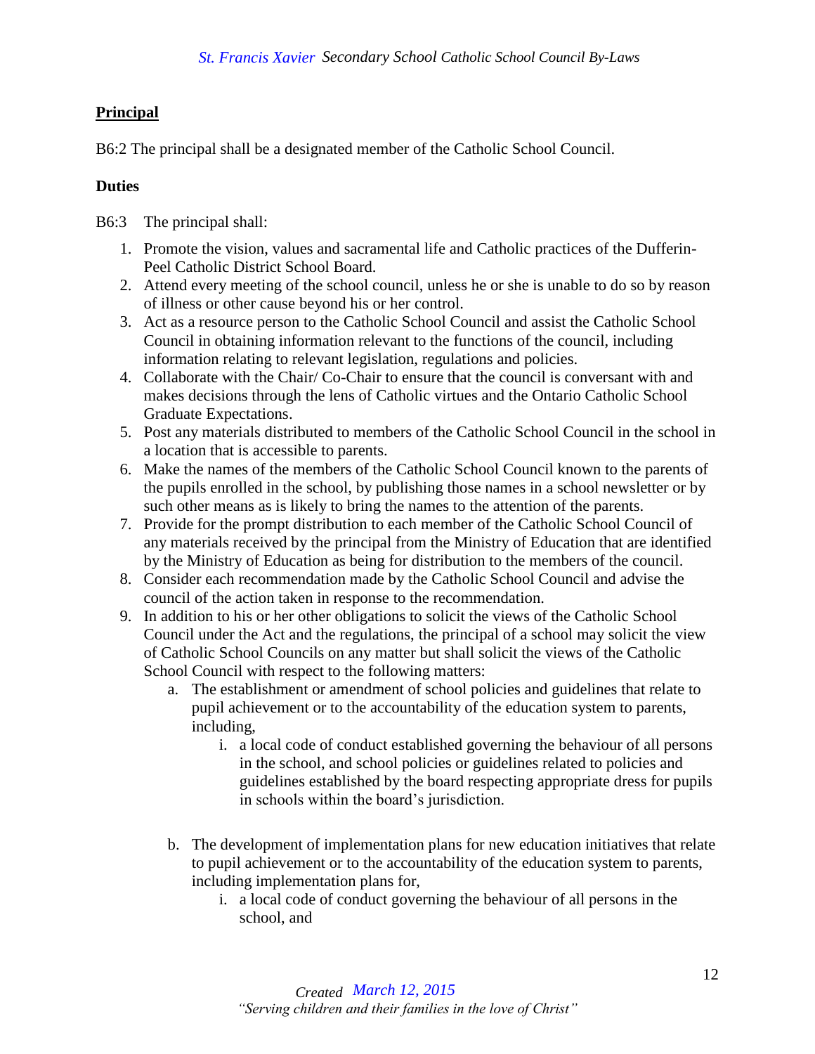## **Principal**

B6:2 The principal shall be a designated member of the Catholic School Council.

### **Duties**

B6:3 The principal shall:

1. Promote the vision, values and sacramental life and Catholic practices of the Dufferin-Peel Catholic District School Board.
2. Attend every meeting of the school council, unless he or she is unable to do so by reason of illness or other cause beyond his or her control.
3. Act as a resource person to the Catholic School Council and assist the Catholic School Council in obtaining information relevant to the functions of the council, including information relating to relevant legislation, regulations and policies.
4. Collaborate with the Chair/ Co-Chair to ensure that the council is conversant with and makes decisions through the lens of Catholic virtues and the Ontario Catholic School Graduate Expectations.
5. Post any materials distributed to members of the Catholic School Council in the school in a location that is accessible to parents.
6. Make the names of the members of the Catholic School Council known to the parents of the pupils enrolled in the school, by publishing those names in a school newsletter or by such other means as is likely to bring the names to the attention of the parents.
7. Provide for the prompt distribution to each member of the Catholic School Council of any materials received by the principal from the Ministry of Education that are identified by the Ministry of Education as being for distribution to the members of the council.
8. Consider each recommendation made by the Catholic School Council and advise the council of the action taken in response to the recommendation.
9. In addition to his or her other obligations to solicit the views of the Catholic School Council under the Act and the regulations, the principal of a school may solicit the view of Catholic School Councils on any matter but shall solicit the views of the Catholic School Council with respect to the following matters:
   a. The establishment or amendment of school policies and guidelines that relate to pupil achievement or to the accountability of the education system to parents, including,
      i. a local code of conduct established governing the behaviour of all persons in the school, and school policies or guidelines related to policies and guidelines established by the board respecting appropriate dress for pupils in schools within the board's jurisdiction.

   b. The development of implementation plans for new education initiatives that relate to pupil achievement or to the accountability of the education system to parents, including implementation plans for,
      i. a local code of conduct governing the behaviour of all persons in the school, and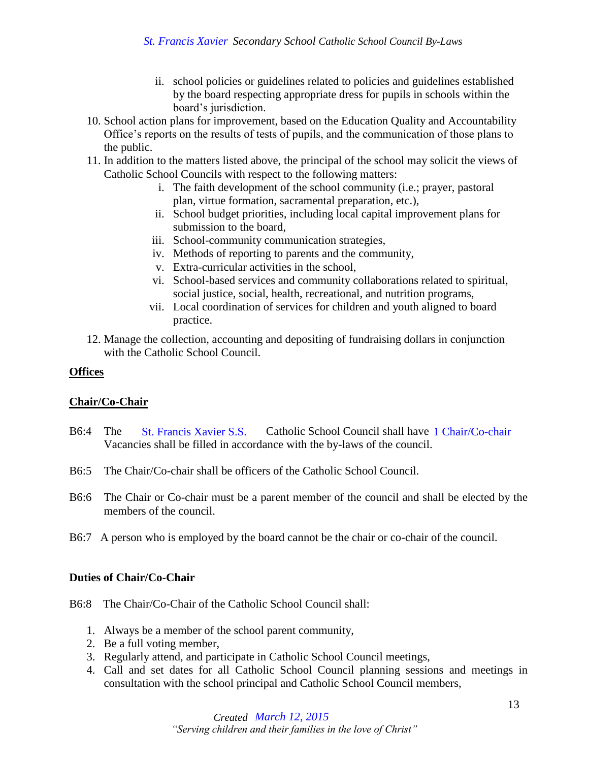ii. school policies or guidelines related to policies and guidelines established by the board respecting appropriate dress for pupils in schools within the board's jurisdiction.

10. School action plans for improvement, based on the Education Quality and Accountability Office's reports on the results of tests of pupils, and the communication of those plans to the public.
11. In addition to the matters listed above, the principal of the school may solicit the views of Catholic School Councils with respect to the following matters:
    i. The faith development of the school community (i.e.; prayer, pastoral plan, virtue formation, sacramental preparation, etc.),
    ii. School budget priorities, including local capital improvement plans for submission to the board,
    iii. School-community communication strategies,
    iv. Methods of reporting to parents and the community,
    v. Extra-curricular activities in the school,
    vi. School-based services and community collaborations related to spiritual, social justice, social, health, recreational, and nutrition programs,
    vii. Local coordination of services for children and youth aligned to board practice.
12. Manage the collection, accounting and depositing of fundraising dollars in conjunction with the Catholic School Council.

**Offices**

**Chair/Co-Chair**

B6:4 The St. Francis Xavier S.S. Catholic School Council shall have 1 Chair/Co-chair Vacancies shall be filled in accordance with the by-laws of the council.

B6:5 The Chair/Co-chair shall be officers of the Catholic School Council.

B6:6 The Chair or Co-chair must be a parent member of the council and shall be elected by the members of the council.

B6:7 A person who is employed by the board cannot be the chair or co-chair of the council.

**Duties of Chair/Co-Chair**

B6:8 The Chair/Co-Chair of the Catholic School Council shall:

1. Always be a member of the school parent community,
2. Be a full voting member,
3. Regularly attend, and participate in Catholic School Council meetings,
4. Call and set dates for all Catholic School Council planning sessions and meetings in consultation with the school principal and Catholic School Council members,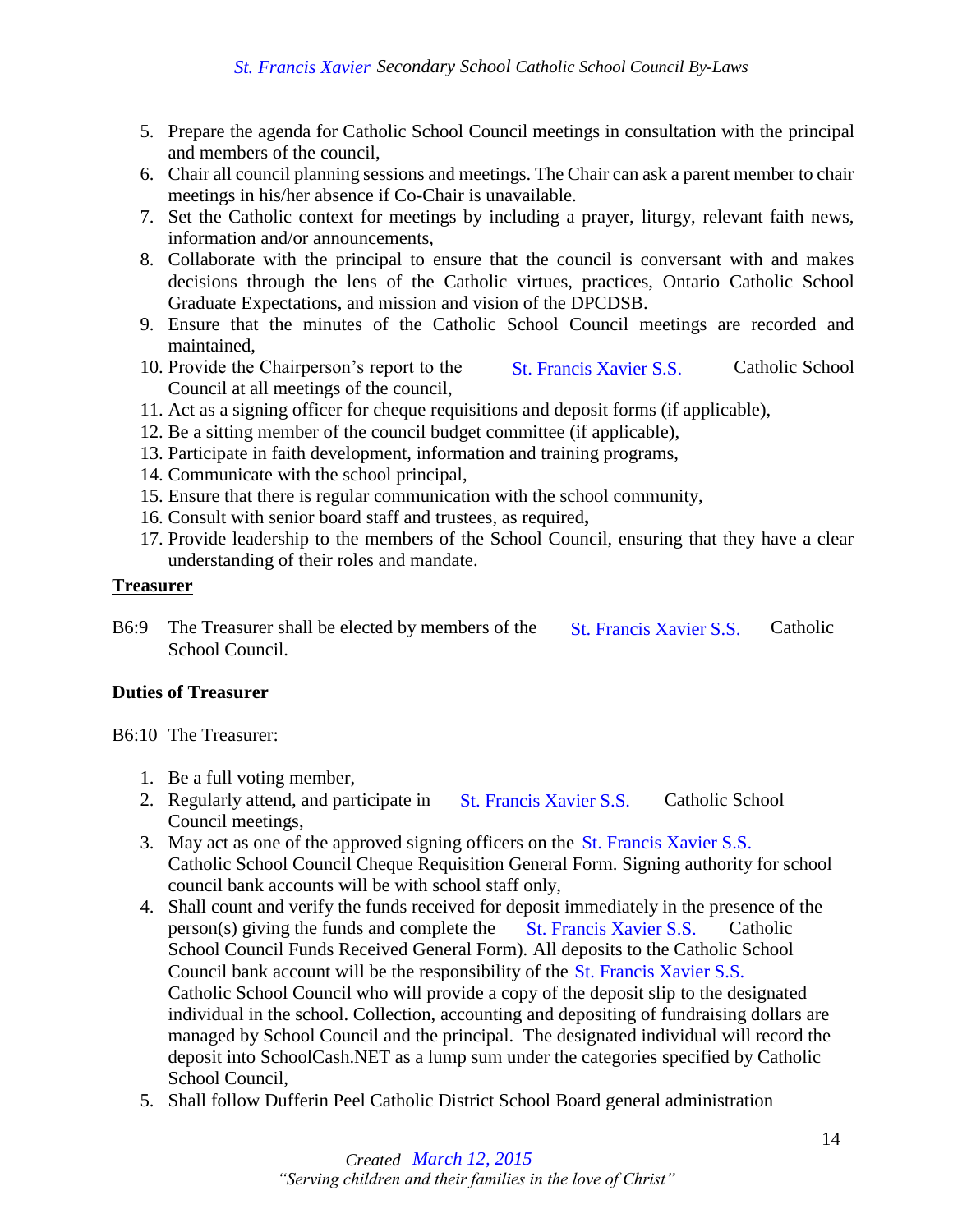5. Prepare the agenda for Catholic School Council meetings in consultation with the principal and members of the council,
6. Chair all council planning sessions and meetings. The Chair can ask a parent member to chair meetings in his/her absence if Co-Chair is unavailable.
7. Set the Catholic context for meetings by including a prayer, liturgy, relevant faith news, information and/or announcements,
8. Collaborate with the principal to ensure that the council is conversant with and makes decisions through the lens of the Catholic virtues, practices, Ontario Catholic School Graduate Expectations, and mission and vision of the DPCDSB.
9. Ensure that the minutes of the Catholic School Council meetings are recorded and maintained,
10. Provide the Chairperson's report to the St. Francis Xavier S.S. Catholic School Council at all meetings of the council,
11. Act as a signing officer for cheque requisitions and deposit forms (if applicable),
12. Be a sitting member of the council budget committee (if applicable),
13. Participate in faith development, information and training programs,
14. Communicate with the school principal,
15. Ensure that there is regular communication with the school community,
16. Consult with senior board staff and trustees, as required**,**
17. Provide leadership to the members of the School Council, ensuring that they have a clear understanding of their roles and mandate.

**Treasurer**

B6:9 The Treasurer shall be elected by members of the St. Francis Xavier S.S. Catholic School Council.

**Duties of Treasurer**

B6:10 The Treasurer:

1. Be a full voting member,
2. Regularly attend, and participate in St. Francis Xavier S.S. Catholic School Council meetings,
3. May act as one of the approved signing officers on the St. Francis Xavier S.S. Catholic School Council Cheque Requisition General Form. Signing authority for school council bank accounts will be with school staff only,
4. Shall count and verify the funds received for deposit immediately in the presence of the person(s) giving the funds and complete the St. Francis Xavier S.S. Catholic School Council Funds Received General Form). All deposits to the Catholic School Council bank account will be the responsibility of the St. Francis Xavier S.S. Catholic School Council who will provide a copy of the deposit slip to the designated individual in the school. Collection, accounting and depositing of fundraising dollars are managed by School Council and the principal. The designated individual will record the deposit into SchoolCash.NET as a lump sum under the categories specified by Catholic School Council,
5. Shall follow Dufferin Peel Catholic District School Board general administration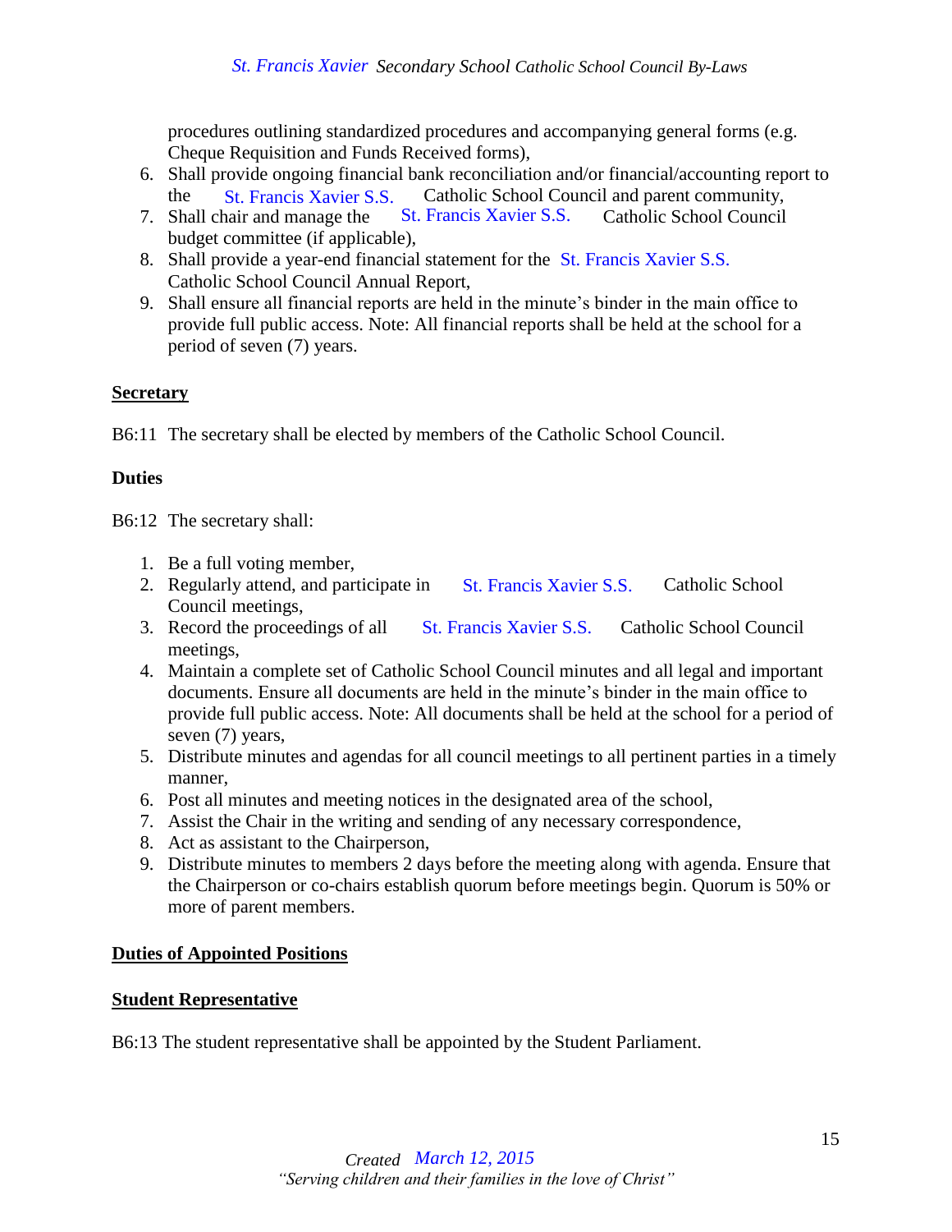procedures outlining standardized procedures and accompanying general forms (e.g. Cheque Requisition and Funds Received forms),

6. Shall provide ongoing financial bank reconciliation and/or financial/accounting report to the St. Francis Xavier S.S. Catholic School Council and parent community,
7. Shall chair and manage the St. Francis Xavier S.S. Catholic School Council budget committee (if applicable),
8. Shall provide a year-end financial statement for the St. Francis Xavier S.S. Catholic School Council Annual Report,
9. Shall ensure all financial reports are held in the minute's binder in the main office to provide full public access. Note: All financial reports shall be held at the school for a period of seven (7) years.

**Secretary**

B6:11 The secretary shall be elected by members of the Catholic School Council.

**Duties**

B6:12 The secretary shall:

1. Be a full voting member,
2. Regularly attend, and participate in St. Francis Xavier S.S. Catholic School Council meetings,
3. Record the proceedings of all St. Francis Xavier S.S. Catholic School Council meetings,
4. Maintain a complete set of Catholic School Council minutes and all legal and important documents. Ensure all documents are held in the minute's binder in the main office to provide full public access. Note: All documents shall be held at the school for a period of seven (7) years,
5. Distribute minutes and agendas for all council meetings to all pertinent parties in a timely manner,
6. Post all minutes and meeting notices in the designated area of the school,
7. Assist the Chair in the writing and sending of any necessary correspondence,
8. Act as assistant to the Chairperson,
9. Distribute minutes to members 2 days before the meeting along with agenda. Ensure that the Chairperson or co-chairs establish quorum before meetings begin. Quorum is 50% or more of parent members.

**Duties of Appointed Positions**

**Student Representative**

B6:13 The student representative shall be appointed by the Student Parliament.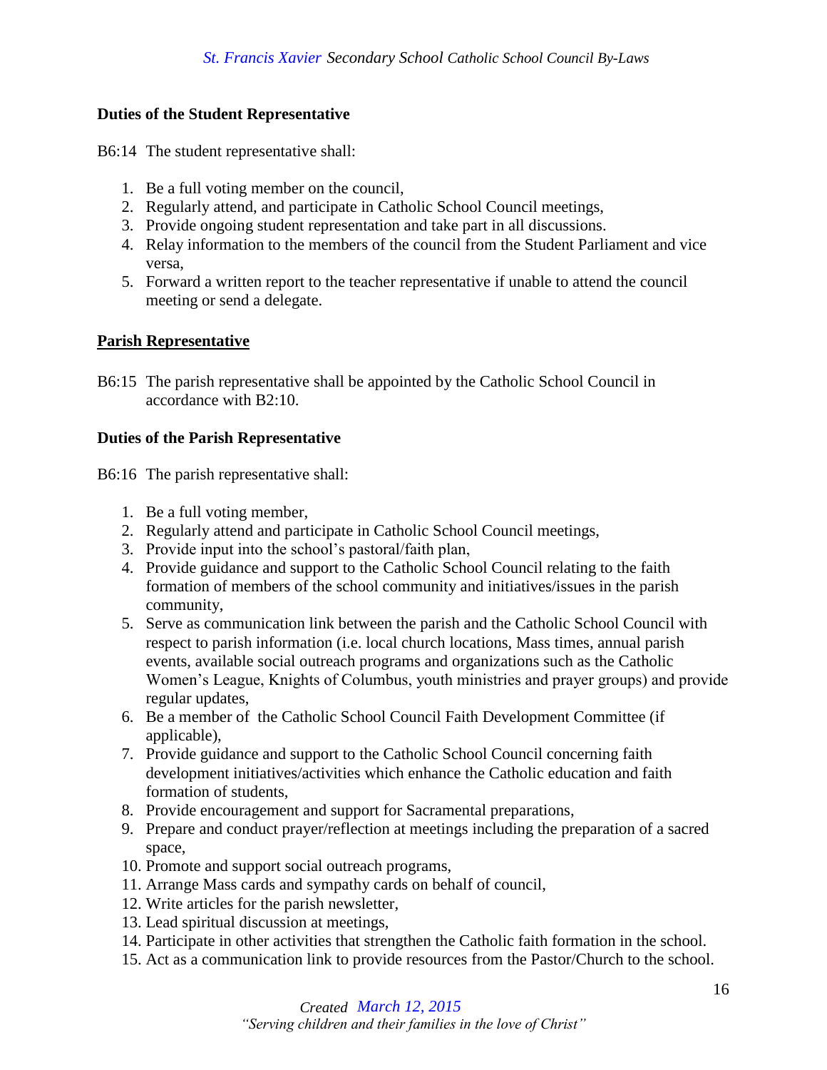**Duties of the Student Representative**

B6:14 The student representative shall:

1. Be a full voting member on the council,
2. Regularly attend, and participate in Catholic School Council meetings,
3. Provide ongoing student representation and take part in all discussions.
4. Relay information to the members of the council from the Student Parliament and vice versa,
5. Forward a written report to the teacher representative if unable to attend the council meeting or send a delegate.

**Parish Representative**

B6:15 The parish representative shall be appointed by the Catholic School Council in accordance with B2:10.

**Duties of the Parish Representative**

B6:16 The parish representative shall:

1. Be a full voting member,
2. Regularly attend and participate in Catholic School Council meetings,
3. Provide input into the school's pastoral/faith plan,
4. Provide guidance and support to the Catholic School Council relating to the faith formation of members of the school community and initiatives/issues in the parish community,
5. Serve as communication link between the parish and the Catholic School Council with respect to parish information (i.e. local church locations, Mass times, annual parish events, available social outreach programs and organizations such as the Catholic Women's League, Knights of Columbus, youth ministries and prayer groups) and provide regular updates,
6. Be a member of the Catholic School Council Faith Development Committee (if applicable),
7. Provide guidance and support to the Catholic School Council concerning faith development initiatives/activities which enhance the Catholic education and faith formation of students,
8. Provide encouragement and support for Sacramental preparations,
9. Prepare and conduct prayer/reflection at meetings including the preparation of a sacred space,
10. Promote and support social outreach programs,
11. Arrange Mass cards and sympathy cards on behalf of council,
12. Write articles for the parish newsletter,
13. Lead spiritual discussion at meetings,
14. Participate in other activities that strengthen the Catholic faith formation in the school.
15. Act as a communication link to provide resources from the Pastor/Church to the school.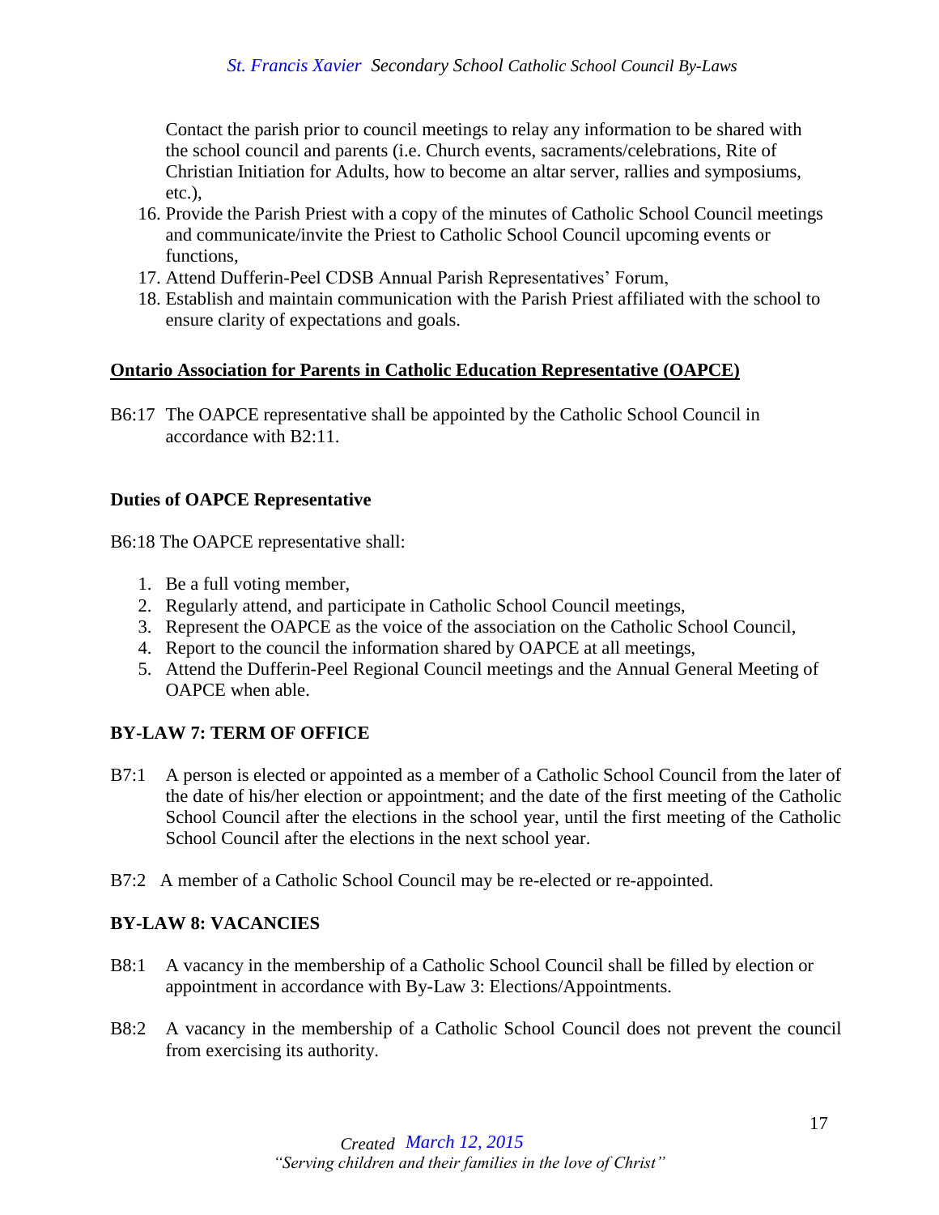Contact the parish prior to council meetings to relay any information to be shared with the school council and parents (i.e. Church events, sacraments/celebrations, Rite of Christian Initiation for Adults, how to become an altar server, rallies and symposiums, etc.),

16. Provide the Parish Priest with a copy of the minutes of Catholic School Council meetings and communicate/invite the Priest to Catholic School Council upcoming events or functions,
17. Attend Dufferin-Peel CDSB Annual Parish Representatives' Forum,
18. Establish and maintain communication with the Parish Priest affiliated with the school to ensure clarity of expectations and goals.

**Ontario Association for Parents in Catholic Education Representative (OAPCE)**

B6:17 The OAPCE representative shall be appointed by the Catholic School Council in accordance with B2:11.

**Duties of OAPCE Representative**

B6:18 The OAPCE representative shall:

1. Be a full voting member,
2. Regularly attend, and participate in Catholic School Council meetings,
3. Represent the OAPCE as the voice of the association on the Catholic School Council,
4. Report to the council the information shared by OAPCE at all meetings,
5. Attend the Dufferin-Peel Regional Council meetings and the Annual General Meeting of OAPCE when able.

## BY-LAW 7: TERM OF OFFICE

B7:1 A person is elected or appointed as a member of a Catholic School Council from the later of the date of his/her election or appointment; and the date of the first meeting of the Catholic School Council after the elections in the school year, until the first meeting of the Catholic School Council after the elections in the next school year.

B7:2 A member of a Catholic School Council may be re-elected or re-appointed.

## BY-LAW 8: VACANCIES

B8:1 A vacancy in the membership of a Catholic School Council shall be filled by election or appointment in accordance with By-Law 3: Elections/Appointments.

B8:2 A vacancy in the membership of a Catholic School Council does not prevent the council from exercising its authority.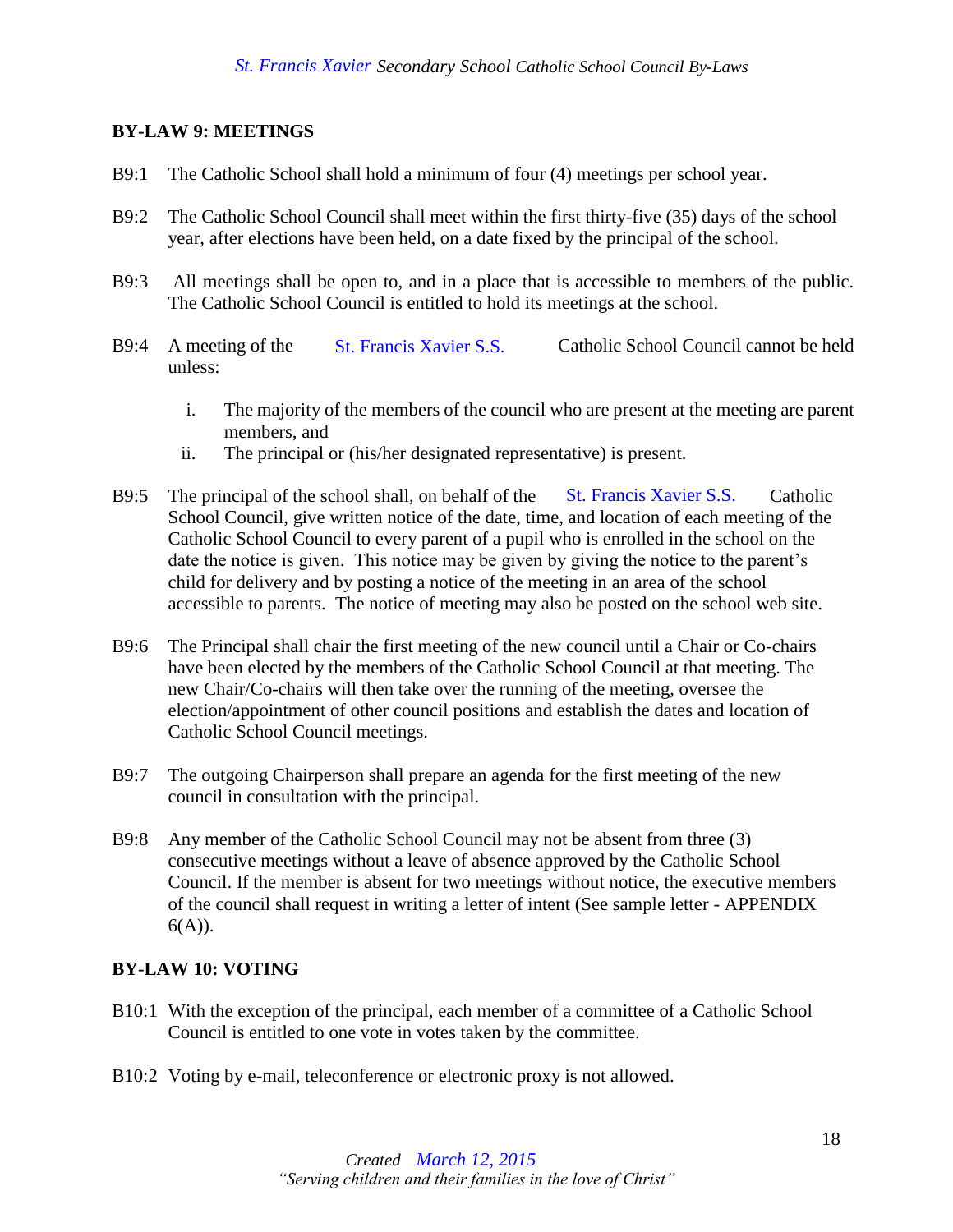## BY-LAW 9: MEETINGS

B9:1 The Catholic School shall hold a minimum of four (4) meetings per school year.

B9:2 The Catholic School Council shall meet within the first thirty-five (35) days of the school year, after elections have been held, on a date fixed by the principal of the school.

B9:3 All meetings shall be open to, and in a place that is accessible to members of the public. The Catholic School Council is entitled to hold its meetings at the school.

B9:4 A meeting of the St. Francis Xavier S.S. Catholic School Council cannot be held unless:

- i. The majority of the members of the council who are present at the meeting are parent members, and
- ii. The principal or (his/her designated representative) is present.

B9:5 The principal of the school shall, on behalf of the St. Francis Xavier S.S. Catholic School Council, give written notice of the date, time, and location of each meeting of the Catholic School Council to every parent of a pupil who is enrolled in the school on the date the notice is given. This notice may be given by giving the notice to the parent's child for delivery and by posting a notice of the meeting in an area of the school accessible to parents. The notice of meeting may also be posted on the school web site.

B9:6 The Principal shall chair the first meeting of the new council until a Chair or Co-chairs have been elected by the members of the Catholic School Council at that meeting. The new Chair/Co-chairs will then take over the running of the meeting, oversee the election/appointment of other council positions and establish the dates and location of Catholic School Council meetings.

B9:7 The outgoing Chairperson shall prepare an agenda for the first meeting of the new council in consultation with the principal.

B9:8 Any member of the Catholic School Council may not be absent from three (3) consecutive meetings without a leave of absence approved by the Catholic School Council. If the member is absent for two meetings without notice, the executive members of the council shall request in writing a letter of intent (See sample letter - APPENDIX 6(A)).

## BY-LAW 10: VOTING

B10:1 With the exception of the principal, each member of a committee of a Catholic School Council is entitled to one vote in votes taken by the committee.

B10:2 Voting by e-mail, teleconference or electronic proxy is not allowed.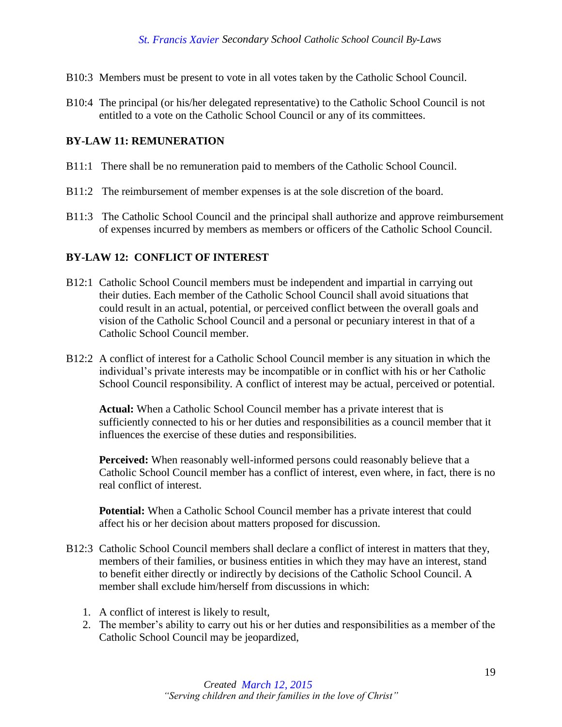B10:3 Members must be present to vote in all votes taken by the Catholic School Council.

B10:4 The principal (or his/her delegated representative) to the Catholic School Council is not entitled to a vote on the Catholic School Council or any of its committees.

### BY-LAW 11: REMUNERATION

B11:1 There shall be no remuneration paid to members of the Catholic School Council.

B11:2 The reimbursement of member expenses is at the sole discretion of the board.

B11:3 The Catholic School Council and the principal shall authorize and approve reimbursement of expenses incurred by members as members or officers of the Catholic School Council.

### BY-LAW 12: CONFLICT OF INTEREST

B12:1 Catholic School Council members must be independent and impartial in carrying out their duties. Each member of the Catholic School Council shall avoid situations that could result in an actual, potential, or perceived conflict between the overall goals and vision of the Catholic School Council and a personal or pecuniary interest in that of a Catholic School Council member.

B12:2 A conflict of interest for a Catholic School Council member is any situation in which the individual's private interests may be incompatible or in conflict with his or her Catholic School Council responsibility. A conflict of interest may be actual, perceived or potential.

**Actual:** When a Catholic School Council member has a private interest that is sufficiently connected to his or her duties and responsibilities as a council member that it influences the exercise of these duties and responsibilities.

**Perceived:** When reasonably well-informed persons could reasonably believe that a Catholic School Council member has a conflict of interest, even where, in fact, there is no real conflict of interest.

**Potential:** When a Catholic School Council member has a private interest that could affect his or her decision about matters proposed for discussion.

B12:3 Catholic School Council members shall declare a conflict of interest in matters that they, members of their families, or business entities in which they may have an interest, stand to benefit either directly or indirectly by decisions of the Catholic School Council. A member shall exclude him/herself from discussions in which:

1. A conflict of interest is likely to result,
2. The member's ability to carry out his or her duties and responsibilities as a member of the Catholic School Council may be jeopardized,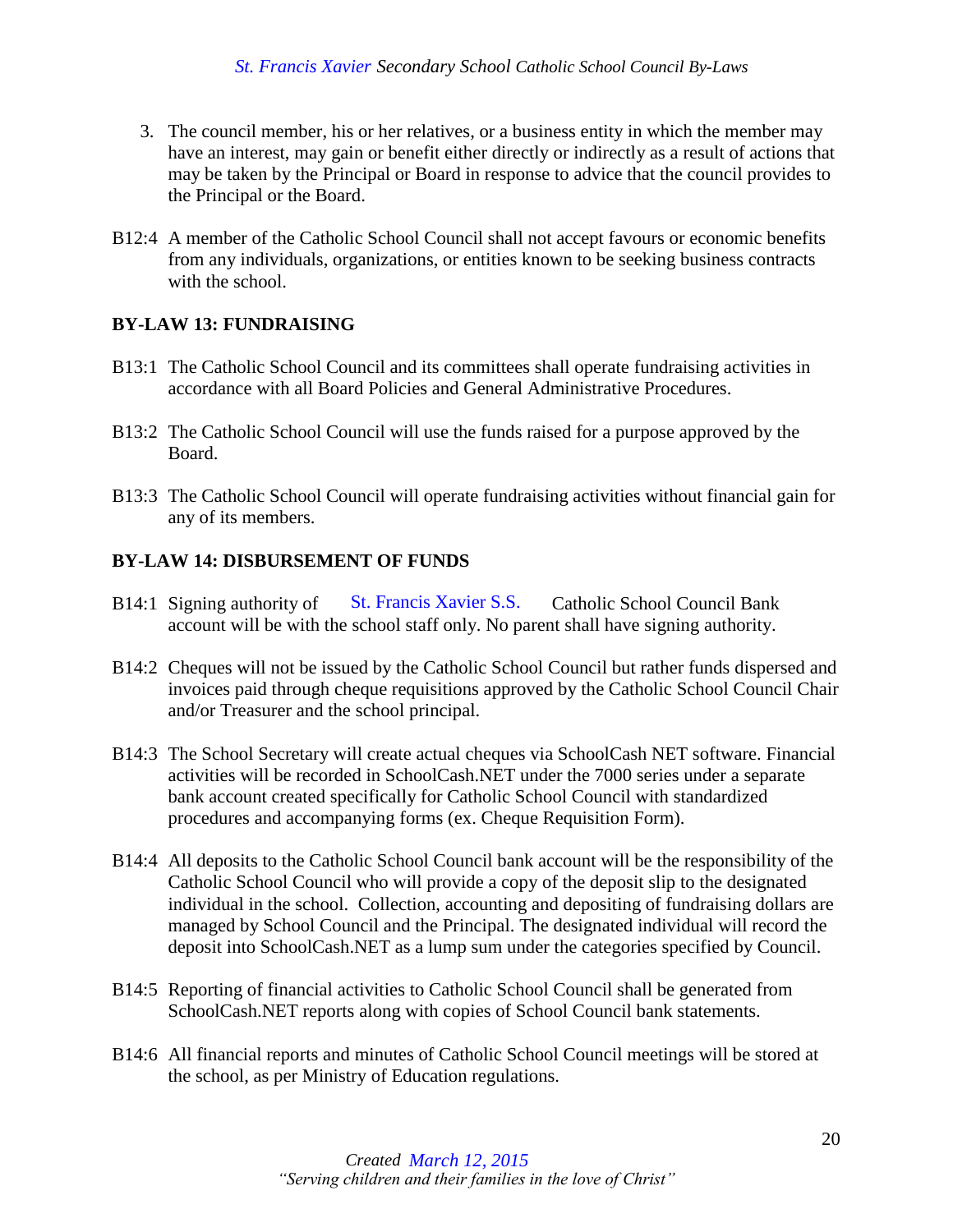3. The council member, his or her relatives, or a business entity in which the member may have an interest, may gain or benefit either directly or indirectly as a result of actions that may be taken by the Principal or Board in response to advice that the council provides to the Principal or the Board.

B12:4 A member of the Catholic School Council shall not accept favours or economic benefits from any individuals, organizations, or entities known to be seeking business contracts with the school.

**BY-LAW 13: FUNDRAISING**

B13:1 The Catholic School Council and its committees shall operate fundraising activities in accordance with all Board Policies and General Administrative Procedures.

B13:2 The Catholic School Council will use the funds raised for a purpose approved by the Board.

B13:3 The Catholic School Council will operate fundraising activities without financial gain for any of its members.

**BY-LAW 14: DISBURSEMENT OF FUNDS**

B14:1 Signing authority of St. Francis Xavier S.S. Catholic School Council Bank account will be with the school staff only. No parent shall have signing authority.

B14:2 Cheques will not be issued by the Catholic School Council but rather funds dispersed and invoices paid through cheque requisitions approved by the Catholic School Council Chair and/or Treasurer and the school principal.

B14:3 The School Secretary will create actual cheques via SchoolCash NET software. Financial activities will be recorded in SchoolCash.NET under the 7000 series under a separate bank account created specifically for Catholic School Council with standardized procedures and accompanying forms (ex. Cheque Requisition Form).

B14:4 All deposits to the Catholic School Council bank account will be the responsibility of the Catholic School Council who will provide a copy of the deposit slip to the designated individual in the school. Collection, accounting and depositing of fundraising dollars are managed by School Council and the Principal. The designated individual will record the deposit into SchoolCash.NET as a lump sum under the categories specified by Council.

B14:5 Reporting of financial activities to Catholic School Council shall be generated from SchoolCash.NET reports along with copies of School Council bank statements.

B14:6 All financial reports and minutes of Catholic School Council meetings will be stored at the school, as per Ministry of Education regulations.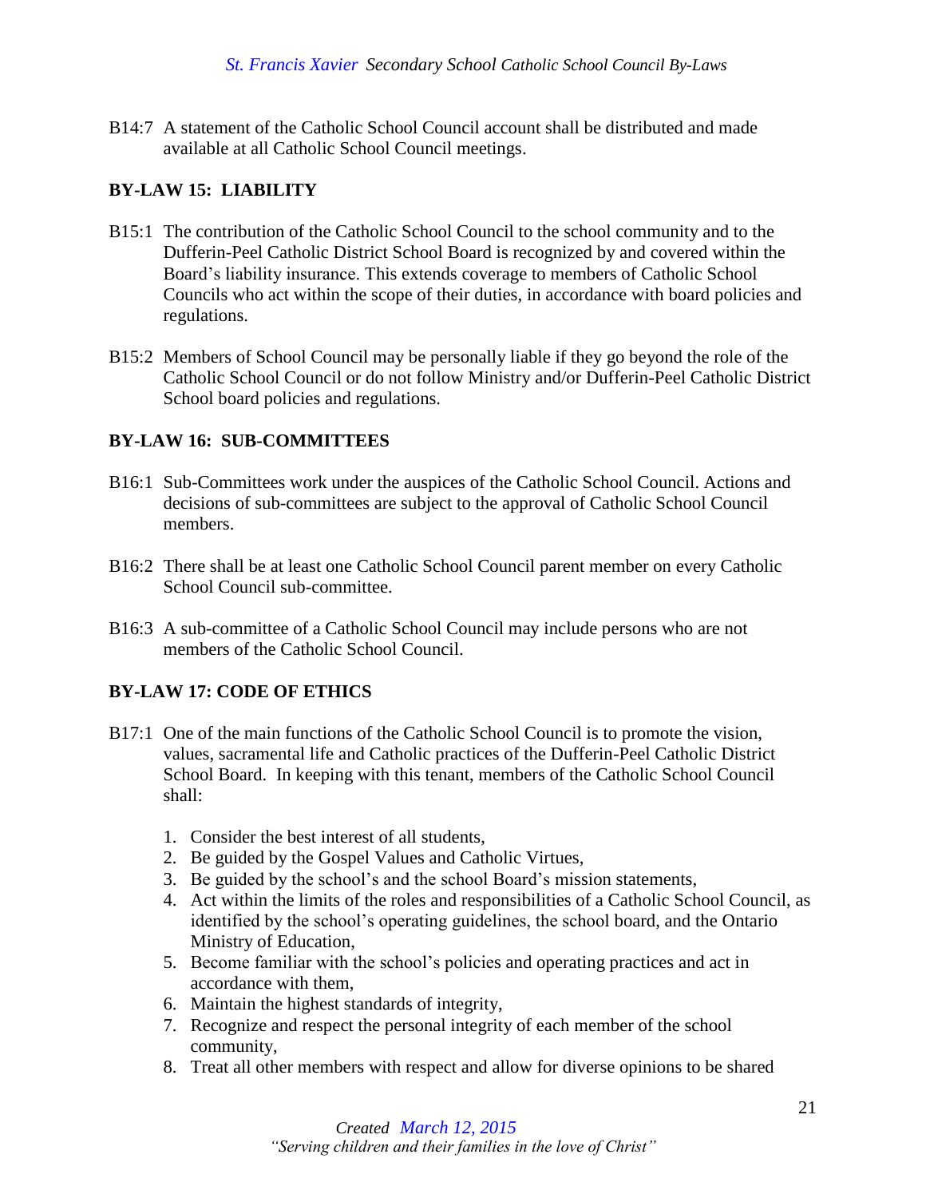B14:7 A statement of the Catholic School Council account shall be distributed and made available at all Catholic School Council meetings.

## BY-LAW 15: LIABILITY

B15:1 The contribution of the Catholic School Council to the school community and to the Dufferin-Peel Catholic District School Board is recognized by and covered within the Board's liability insurance. This extends coverage to members of Catholic School Councils who act within the scope of their duties, in accordance with board policies and regulations.

B15:2 Members of School Council may be personally liable if they go beyond the role of the Catholic School Council or do not follow Ministry and/or Dufferin-Peel Catholic District School board policies and regulations.

## BY-LAW 16: SUB-COMMITTEES

B16:1 Sub-Committees work under the auspices of the Catholic School Council. Actions and decisions of sub-committees are subject to the approval of Catholic School Council members.

B16:2 There shall be at least one Catholic School Council parent member on every Catholic School Council sub-committee.

B16:3 A sub-committee of a Catholic School Council may include persons who are not members of the Catholic School Council.

## BY-LAW 17: CODE OF ETHICS

B17:1 One of the main functions of the Catholic School Council is to promote the vision, values, sacramental life and Catholic practices of the Dufferin-Peel Catholic District School Board. In keeping with this tenant, members of the Catholic School Council shall:

1. Consider the best interest of all students,
2. Be guided by the Gospel Values and Catholic Virtues,
3. Be guided by the school's and the school Board's mission statements,
4. Act within the limits of the roles and responsibilities of a Catholic School Council, as identified by the school's operating guidelines, the school board, and the Ontario Ministry of Education,
5. Become familiar with the school's policies and operating practices and act in accordance with them,
6. Maintain the highest standards of integrity,
7. Recognize and respect the personal integrity of each member of the school community,
8. Treat all other members with respect and allow for diverse opinions to be shared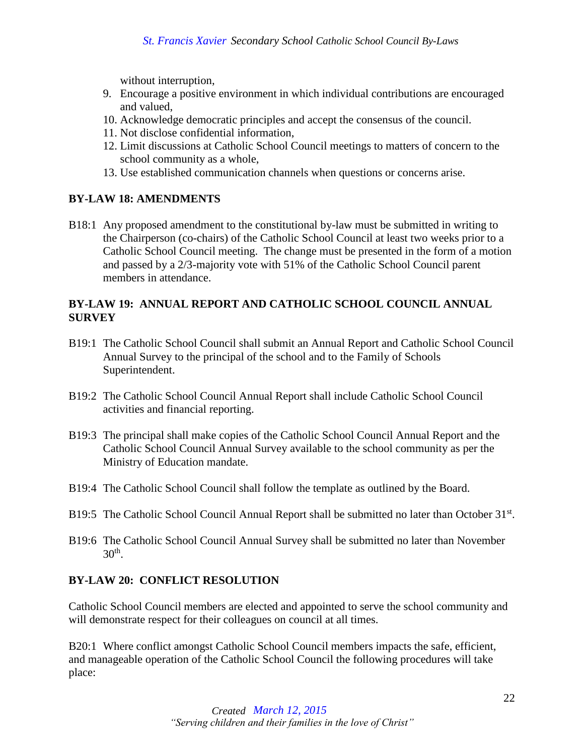without interruption,

9. Encourage a positive environment in which individual contributions are encouraged and valued,
10. Acknowledge democratic principles and accept the consensus of the council.
11. Not disclose confidential information,
12. Limit discussions at Catholic School Council meetings to matters of concern to the school community as a whole,
13. Use established communication channels when questions or concerns arise.

**BY-LAW 18: AMENDMENTS**

B18:1 Any proposed amendment to the constitutional by-law must be submitted in writing to the Chairperson (co-chairs) of the Catholic School Council at least two weeks prior to a Catholic School Council meeting. The change must be presented in the form of a motion and passed by a 2/3-majority vote with 51% of the Catholic School Council parent members in attendance.

**BY-LAW 19: ANNUAL REPORT AND CATHOLIC SCHOOL COUNCIL ANNUAL SURVEY**

B19:1 The Catholic School Council shall submit an Annual Report and Catholic School Council Annual Survey to the principal of the school and to the Family of Schools Superintendent.

B19:2 The Catholic School Council Annual Report shall include Catholic School Council activities and financial reporting.

B19:3 The principal shall make copies of the Catholic School Council Annual Report and the Catholic School Council Annual Survey available to the school community as per the Ministry of Education mandate.

B19:4 The Catholic School Council shall follow the template as outlined by the Board.

B19:5 The Catholic School Council Annual Report shall be submitted no later than October 31st.

B19:6 The Catholic School Council Annual Survey shall be submitted no later than November 30th.

**BY-LAW 20: CONFLICT RESOLUTION**

Catholic School Council members are elected and appointed to serve the school community and will demonstrate respect for their colleagues on council at all times.

B20:1 Where conflict amongst Catholic School Council members impacts the safe, efficient, and manageable operation of the Catholic School Council the following procedures will take place: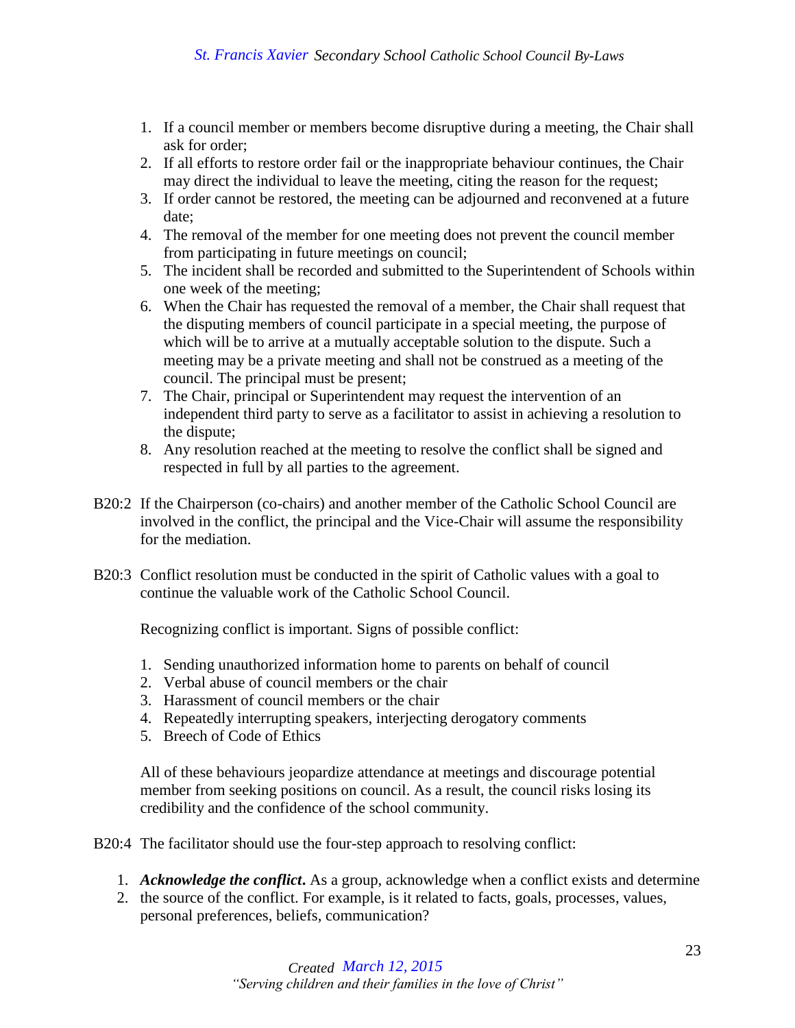1. If a council member or members become disruptive during a meeting, the Chair shall ask for order;
2. If all efforts to restore order fail or the inappropriate behaviour continues, the Chair may direct the individual to leave the meeting, citing the reason for the request;
3. If order cannot be restored, the meeting can be adjourned and reconvened at a future date;
4. The removal of the member for one meeting does not prevent the council member from participating in future meetings on council;
5. The incident shall be recorded and submitted to the Superintendent of Schools within one week of the meeting;
6. When the Chair has requested the removal of a member, the Chair shall request that the disputing members of council participate in a special meeting, the purpose of which will be to arrive at a mutually acceptable solution to the dispute. Such a meeting may be a private meeting and shall not be construed as a meeting of the council. The principal must be present;
7. The Chair, principal or Superintendent may request the intervention of an independent third party to serve as a facilitator to assist in achieving a resolution to the dispute;
8. Any resolution reached at the meeting to resolve the conflict shall be signed and respected in full by all parties to the agreement.

B20:2 If the Chairperson (co-chairs) and another member of the Catholic School Council are involved in the conflict, the principal and the Vice-Chair will assume the responsibility for the mediation.

B20:3 Conflict resolution must be conducted in the spirit of Catholic values with a goal to continue the valuable work of the Catholic School Council.

Recognizing conflict is important. Signs of possible conflict:

1. Sending unauthorized information home to parents on behalf of council
2. Verbal abuse of council members or the chair
3. Harassment of council members or the chair
4. Repeatedly interrupting speakers, interjecting derogatory comments
5. Breech of Code of Ethics

All of these behaviours jeopardize attendance at meetings and discourage potential member from seeking positions on council. As a result, the council risks losing its credibility and the confidence of the school community.

B20:4 The facilitator should use the four-step approach to resolving conflict:

1. ***Acknowledge the conflict***. As a group, acknowledge when a conflict exists and determine
2. the source of the conflict. For example, is it related to facts, goals, processes, values, personal preferences, beliefs, communication?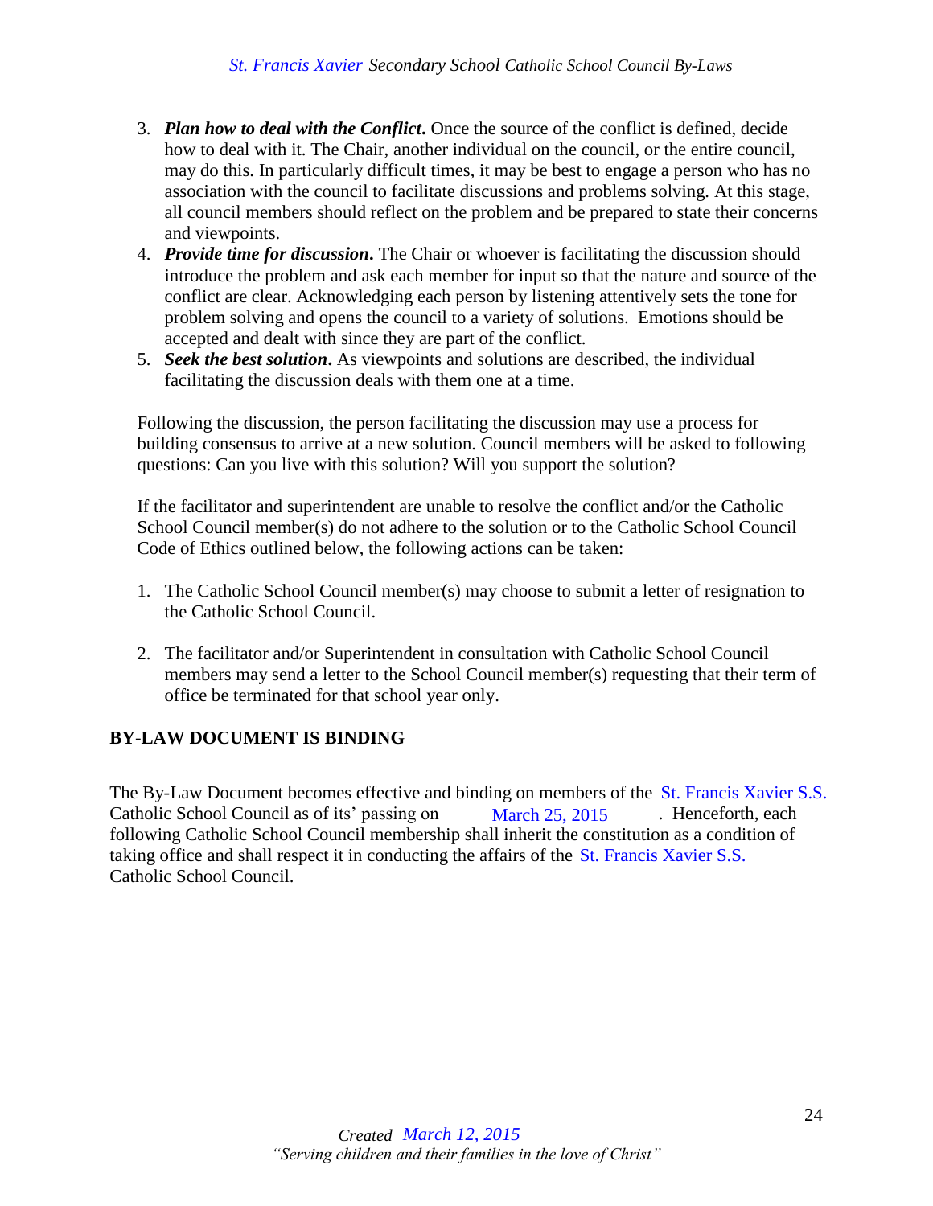3. ***Plan how to deal with the Conflict*.** Once the source of the conflict is defined, decide how to deal with it. The Chair, another individual on the council, or the entire council, may do this. In particularly difficult times, it may be best to engage a person who has no association with the council to facilitate discussions and problems solving. At this stage, all council members should reflect on the problem and be prepared to state their concerns and viewpoints.
4. ***Provide time for discussion*.** The Chair or whoever is facilitating the discussion should introduce the problem and ask each member for input so that the nature and source of the conflict are clear. Acknowledging each person by listening attentively sets the tone for problem solving and opens the council to a variety of solutions. Emotions should be accepted and dealt with since they are part of the conflict.
5. ***Seek the best solution*.** As viewpoints and solutions are described, the individual facilitating the discussion deals with them one at a time.

Following the discussion, the person facilitating the discussion may use a process for building consensus to arrive at a new solution. Council members will be asked to following questions: Can you live with this solution? Will you support the solution?

If the facilitator and superintendent are unable to resolve the conflict and/or the Catholic School Council member(s) do not adhere to the solution or to the Catholic School Council Code of Ethics outlined below, the following actions can be taken:

1. The Catholic School Council member(s) may choose to submit a letter of resignation to the Catholic School Council.

2. The facilitator and/or Superintendent in consultation with Catholic School Council members may send a letter to the School Council member(s) requesting that their term of office be terminated for that school year only.

## BY-LAW DOCUMENT IS BINDING

The By-Law Document becomes effective and binding on members of the St. Francis Xavier S.S. Catholic School Council as of its' passing on March 25, 2015 . Henceforth, each following Catholic School Council membership shall inherit the constitution as a condition of taking office and shall respect it in conducting the affairs of the St. Francis Xavier S.S. Catholic School Council.